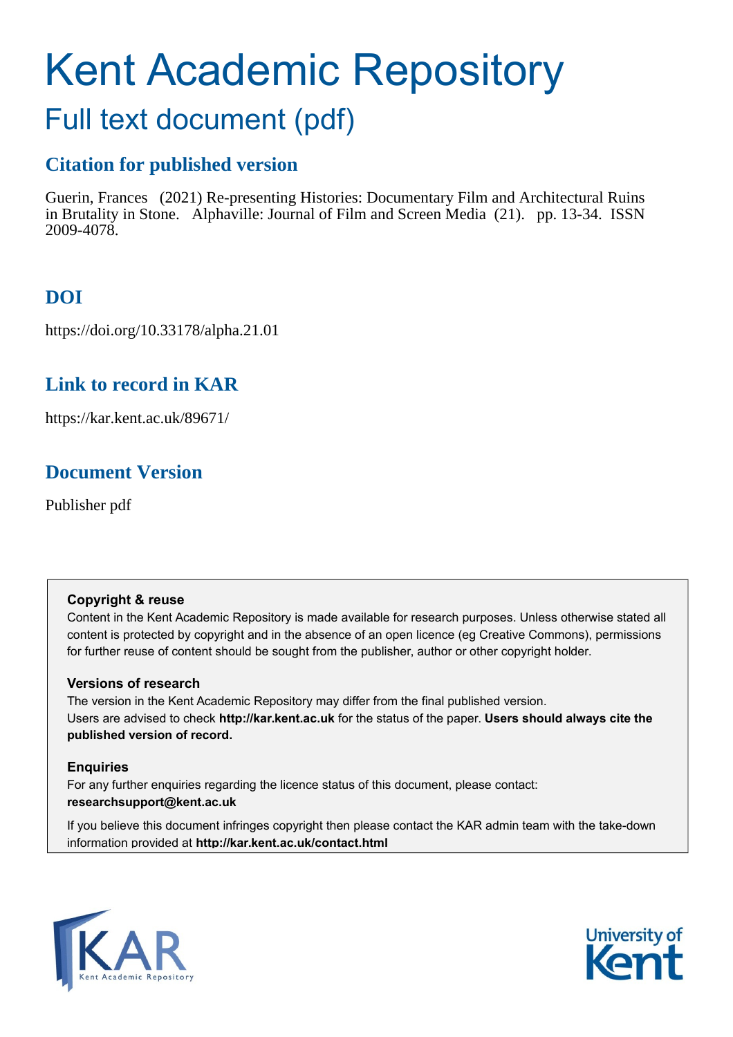# Kent Academic Repository

## Full text document (pdf)

### Citation for published version

Guerin, Frances (2021) Re-presenting Histories: Documentary Film and Architectural Ruins in Brutality in Stone. Alphaville: Journal of Film and Screen Media (21). pp. 13-34. ISSN 2009-4078.

### DOI

https://doi.org/10.33178/alpha.21.01

### Link to record in KAR

https://kar.kent.ac.uk/89671/

### Document Version

Publisher pdf

**Copyright & reuse**

Content in the Kent Academic Repository is made available for research purposes. Unless otherwise stated all content is protected by copyright and in the absence of an open licence (eg Creative Commons), permissions for further reuse of content should be sought from the publisher, author or other copyright holder.

**Versions of research**

The version in the Kent Academic Repository may differ from the final published version. Users are advised to check **http://kar.kent.ac.uk** for the status of the paper. **Users should always cite the published version of record.**

**Enquiries**

For any further enquiries regarding the licence status of this document, please contact: **researchsupport@kent.ac.uk**

If you believe this document infringes copyright then please contact the KAR admin team with the take-down information provided at **http://kar.kent.ac.uk/contact.html**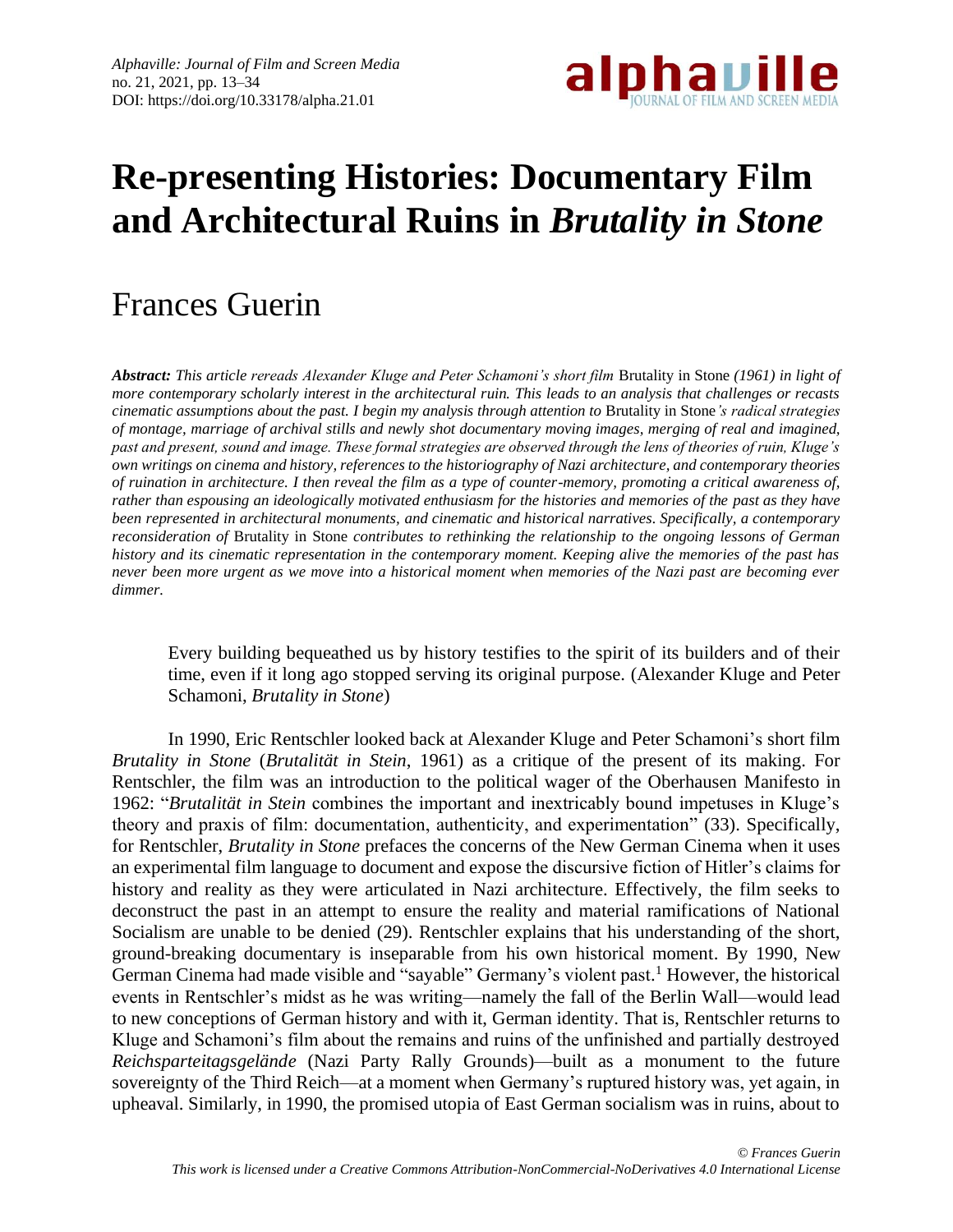# Re-presenting Histories: Documentary Film and Architectural Ruins in *Brutality in Stone*

## Frances Guerin

***Abstract:*** *This article rereads Alexander Kluge and Peter Schamoni's short film* Brutality in Stone *(1961) in light of more contemporary scholarly interest in the architectural ruin. This leads to an analysis that challenges or recasts cinematic assumptions about the past. I begin my analysis through attention to* Brutality in Stone*'s radical strategies of montage, marriage of archival stills and newly shot documentary moving images, merging of real and imagined, past and present, sound and image. These formal strategies are observed through the lens of theories of ruin, Kluge's own writings on cinema and history, references to the historiography of Nazi architecture, and contemporary theories of ruination in architecture. I then reveal the film as a type of counter-memory, promoting a critical awareness of, rather than espousing an ideologically motivated enthusiasm for the histories and memories of the past as they have been represented in architectural monuments, and cinematic and historical narratives. Specifically, a contemporary reconsideration of* Brutality in Stone *contributes to rethinking the relationship to the ongoing lessons of German history and its cinematic representation in the contemporary moment. Keeping alive the memories of the past has never been more urgent as we move into a historical moment when memories of the Nazi past are becoming ever dimmer.*

> Every building bequeathed us by history testifies to the spirit of its builders and of their time, even if it long ago stopped serving its original purpose. (Alexander Kluge and Peter Schamoni, *Brutality in Stone*)

In 1990, Eric Rentschler looked back at Alexander Kluge and Peter Schamoni's short film *Brutality in Stone* (*Brutalität in Stein*, 1961) as a critique of the present of its making. For Rentschler, the film was an introduction to the political wager of the Oberhausen Manifesto in 1962: "*Brutalität in Stein* combines the important and inextricably bound impetuses in Kluge's theory and praxis of film: documentation, authenticity, and experimentation" (33). Specifically, for Rentschler, *Brutality in Stone* prefaces the concerns of the New German Cinema when it uses an experimental film language to document and expose the discursive fiction of Hitler's claims for history and reality as they were articulated in Nazi architecture. Effectively, the film seeks to deconstruct the past in an attempt to ensure the reality and material ramifications of National Socialism are unable to be denied (29). Rentschler explains that his understanding of the short, ground-breaking documentary is inseparable from his own historical moment. By 1990, New German Cinema had made visible and "sayable" Germany's violent past.[1] However, the historical events in Rentschler's midst as he was writing—namely the fall of the Berlin Wall—would lead to new conceptions of German history and with it, German identity. That is, Rentschler returns to Kluge and Schamoni's film about the remains and ruins of the unfinished and partially destroyed *Reichsparteitagsgelände* (Nazi Party Rally Grounds)—built as a monument to the future sovereignty of the Third Reich—at a moment when Germany's ruptured history was, yet again, in upheaval. Similarly, in 1990, the promised utopia of East German socialism was in ruins, about to

© Frances Guerin
This work is licensed under a Creative Commons Attribution-NonCommercial-NoDerivatives 4.0 International License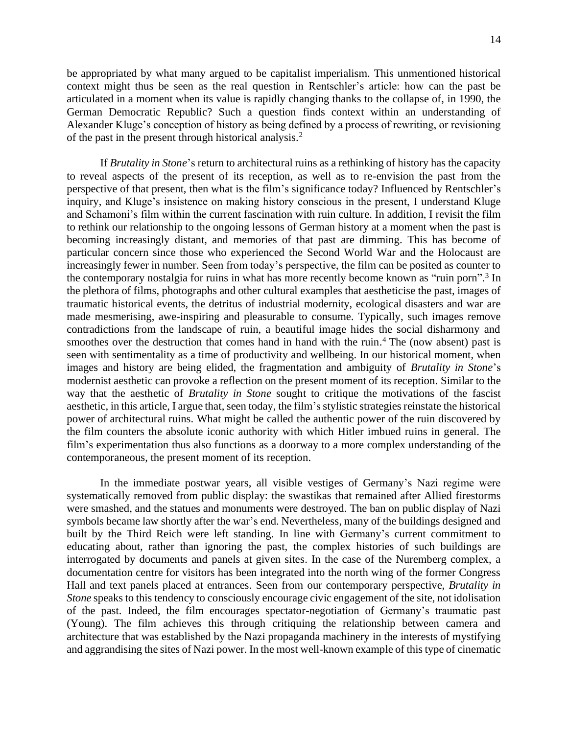be appropriated by what many argued to be capitalist imperialism. This unmentioned historical context might thus be seen as the real question in Rentschler's article: how can the past be articulated in a moment when its value is rapidly changing thanks to the collapse of, in 1990, the German Democratic Republic? Such a question finds context within an understanding of Alexander Kluge's conception of history as being defined by a process of rewriting, or revisioning of the past in the present through historical analysis.[2]

If *Brutality in Stone*'s return to architectural ruins as a rethinking of history has the capacity to reveal aspects of the present of its reception, as well as to re-envision the past from the perspective of that present, then what is the film's significance today? Influenced by Rentschler's inquiry, and Kluge's insistence on making history conscious in the present, I understand Kluge and Schamoni's film within the current fascination with ruin culture. In addition, I revisit the film to rethink our relationship to the ongoing lessons of German history at a moment when the past is becoming increasingly distant, and memories of that past are dimming. This has become of particular concern since those who experienced the Second World War and the Holocaust are increasingly fewer in number. Seen from today's perspective, the film can be posited as counter to the contemporary nostalgia for ruins in what has more recently become known as "ruin porn".[3] In the plethora of films, photographs and other cultural examples that aestheticise the past, images of traumatic historical events, the detritus of industrial modernity, ecological disasters and war are made mesmerising, awe-inspiring and pleasurable to consume. Typically, such images remove contradictions from the landscape of ruin, a beautiful image hides the social disharmony and smoothes over the destruction that comes hand in hand with the ruin.[4] The (now absent) past is seen with sentimentality as a time of productivity and wellbeing. In our historical moment, when images and history are being elided, the fragmentation and ambiguity of *Brutality in Stone*'s modernist aesthetic can provoke a reflection on the present moment of its reception. Similar to the way that the aesthetic of *Brutality in Stone* sought to critique the motivations of the fascist aesthetic, in this article, I argue that, seen today, the film's stylistic strategies reinstate the historical power of architectural ruins. What might be called the authentic power of the ruin discovered by the film counters the absolute iconic authority with which Hitler imbued ruins in general. The film's experimentation thus also functions as a doorway to a more complex understanding of the contemporaneous, the present moment of its reception.

In the immediate postwar years, all visible vestiges of Germany's Nazi regime were systematically removed from public display: the swastikas that remained after Allied firestorms were smashed, and the statues and monuments were destroyed. The ban on public display of Nazi symbols became law shortly after the war's end. Nevertheless, many of the buildings designed and built by the Third Reich were left standing. In line with Germany's current commitment to educating about, rather than ignoring the past, the complex histories of such buildings are interrogated by documents and panels at given sites. In the case of the Nuremberg complex, a documentation centre for visitors has been integrated into the north wing of the former Congress Hall and text panels placed at entrances. Seen from our contemporary perspective, *Brutality in Stone* speaks to this tendency to consciously encourage civic engagement of the site, not idolisation of the past. Indeed, the film encourages spectator-negotiation of Germany's traumatic past (Young). The film achieves this through critiquing the relationship between camera and architecture that was established by the Nazi propaganda machinery in the interests of mystifying and aggrandising the sites of Nazi power. In the most well-known example of this type of cinematic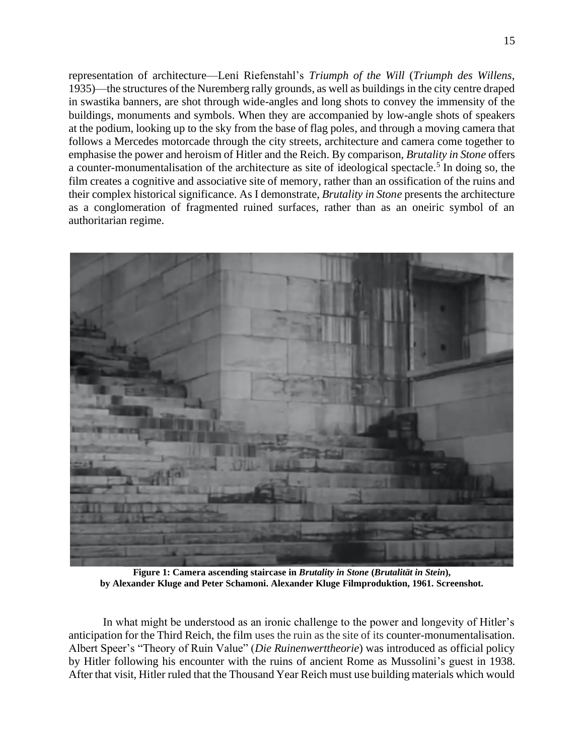representation of architecture—Leni Riefenstahl's *Triumph of the Will* (*Triumph des Willens*, 1935)—the structures of the Nuremberg rally grounds, as well as buildings in the city centre draped in swastika banners, are shot through wide-angles and long shots to convey the immensity of the buildings, monuments and symbols. When they are accompanied by low-angle shots of speakers at the podium, looking up to the sky from the base of flag poles, and through a moving camera that follows a Mercedes motorcade through the city streets, architecture and camera come together to emphasise the power and heroism of Hitler and the Reich. By comparison, *Brutality in Stone* offers a counter-monumentalisation of the architecture as site of ideological spectacle.[5] In doing so, the film creates a cognitive and associative site of memory, rather than an ossification of the ruins and their complex historical significance. As I demonstrate, *Brutality in Stone* presents the architecture as a conglomeration of fragmented ruined surfaces, rather than as an oneiric symbol of an authoritarian regime.

**Figure 1: Camera ascending staircase in *Brutality in Stone* (*Brutalität in Stein*), by Alexander Kluge and Peter Schamoni. Alexander Kluge Filmproduktion, 1961. Screenshot.**

In what might be understood as an ironic challenge to the power and longevity of Hitler's anticipation for the Third Reich, the film uses the ruin as the site of its counter-monumentalisation. Albert Speer's "Theory of Ruin Value" (*Die Ruinenwerttheorie*) was introduced as official policy by Hitler following his encounter with the ruins of ancient Rome as Mussolini's guest in 1938. After that visit, Hitler ruled that the Thousand Year Reich must use building materials which would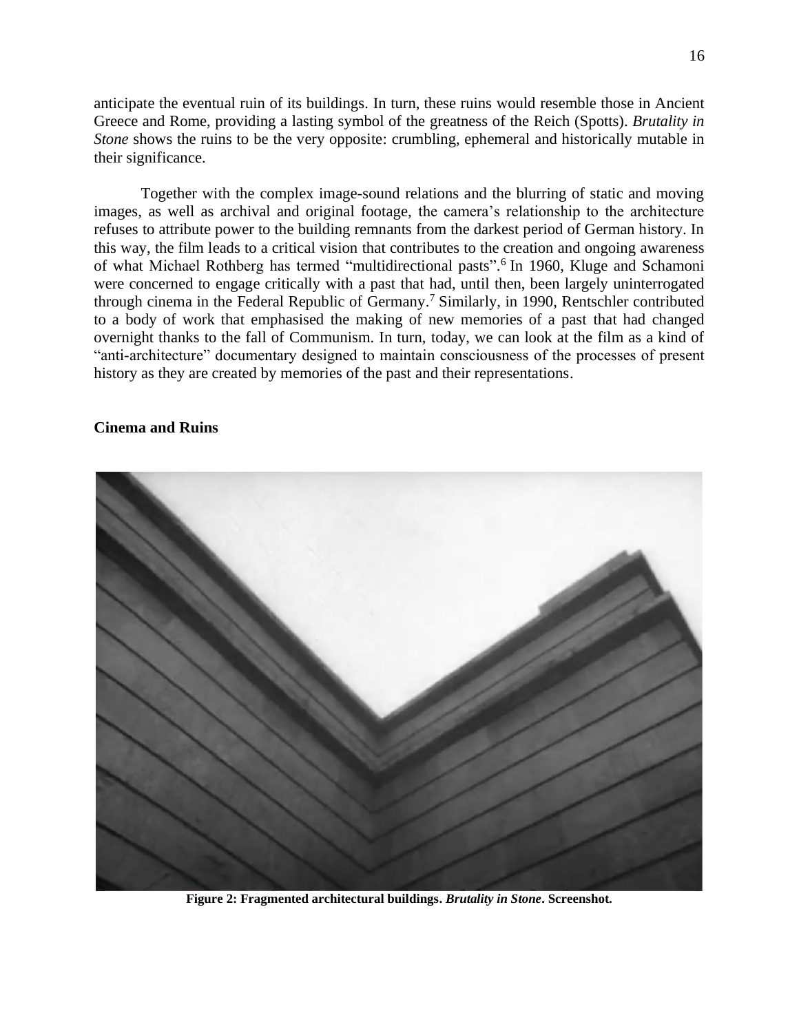anticipate the eventual ruin of its buildings. In turn, these ruins would resemble those in Ancient Greece and Rome, providing a lasting symbol of the greatness of the Reich (Spotts). *Brutality in Stone* shows the ruins to be the very opposite: crumbling, ephemeral and historically mutable in their significance.

Together with the complex image-sound relations and the blurring of static and moving images, as well as archival and original footage, the camera's relationship to the architecture refuses to attribute power to the building remnants from the darkest period of German history. In this way, the film leads to a critical vision that contributes to the creation and ongoing awareness of what Michael Rothberg has termed "multidirectional pasts".[6] In 1960, Kluge and Schamoni were concerned to engage critically with a past that had, until then, been largely uninterrogated through cinema in the Federal Republic of Germany.[7] Similarly, in 1990, Rentschler contributed to a body of work that emphasised the making of new memories of a past that had changed overnight thanks to the fall of Communism. In turn, today, we can look at the film as a kind of "anti-architecture" documentary designed to maintain consciousness of the processes of present history as they are created by memories of the past and their representations.

### Cinema and Ruins

**Figure 2: Fragmented architectural buildings. *Brutality in Stone*. Screenshot.**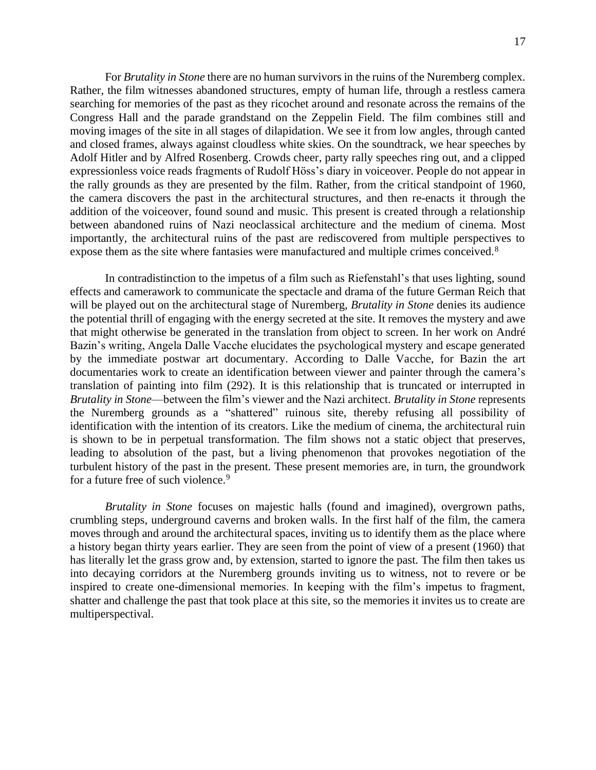For *Brutality in Stone* there are no human survivors in the ruins of the Nuremberg complex. Rather, the film witnesses abandoned structures, empty of human life, through a restless camera searching for memories of the past as they ricochet around and resonate across the remains of the Congress Hall and the parade grandstand on the Zeppelin Field. The film combines still and moving images of the site in all stages of dilapidation. We see it from low angles, through canted and closed frames, always against cloudless white skies. On the soundtrack, we hear speeches by Adolf Hitler and by Alfred Rosenberg. Crowds cheer, party rally speeches ring out, and a clipped expressionless voice reads fragments of Rudolf Höss's diary in voiceover. People do not appear in the rally grounds as they are presented by the film. Rather, from the critical standpoint of 1960, the camera discovers the past in the architectural structures, and then re-enacts it through the addition of the voiceover, found sound and music. This present is created through a relationship between abandoned ruins of Nazi neoclassical architecture and the medium of cinema. Most importantly, the architectural ruins of the past are rediscovered from multiple perspectives to expose them as the site where fantasies were manufactured and multiple crimes conceived.[8]

In contradistinction to the impetus of a film such as Riefenstahl's that uses lighting, sound effects and camerawork to communicate the spectacle and drama of the future German Reich that will be played out on the architectural stage of Nuremberg, *Brutality in Stone* denies its audience the potential thrill of engaging with the energy secreted at the site. It removes the mystery and awe that might otherwise be generated in the translation from object to screen. In her work on André Bazin's writing, Angela Dalle Vacche elucidates the psychological mystery and escape generated by the immediate postwar art documentary. According to Dalle Vacche, for Bazin the art documentaries work to create an identification between viewer and painter through the camera's translation of painting into film (292). It is this relationship that is truncated or interrupted in *Brutality in Stone*—between the film's viewer and the Nazi architect. *Brutality in Stone* represents the Nuremberg grounds as a "shattered" ruinous site, thereby refusing all possibility of identification with the intention of its creators. Like the medium of cinema, the architectural ruin is shown to be in perpetual transformation. The film shows not a static object that preserves, leading to absolution of the past, but a living phenomenon that provokes negotiation of the turbulent history of the past in the present. These present memories are, in turn, the groundwork for a future free of such violence.[9]

*Brutality in Stone* focuses on majestic halls (found and imagined), overgrown paths, crumbling steps, underground caverns and broken walls. In the first half of the film, the camera moves through and around the architectural spaces, inviting us to identify them as the place where a history began thirty years earlier. They are seen from the point of view of a present (1960) that has literally let the grass grow and, by extension, started to ignore the past. The film then takes us into decaying corridors at the Nuremberg grounds inviting us to witness, not to revere or be inspired to create one-dimensional memories. In keeping with the film's impetus to fragment, shatter and challenge the past that took place at this site, so the memories it invites us to create are multiperspectival.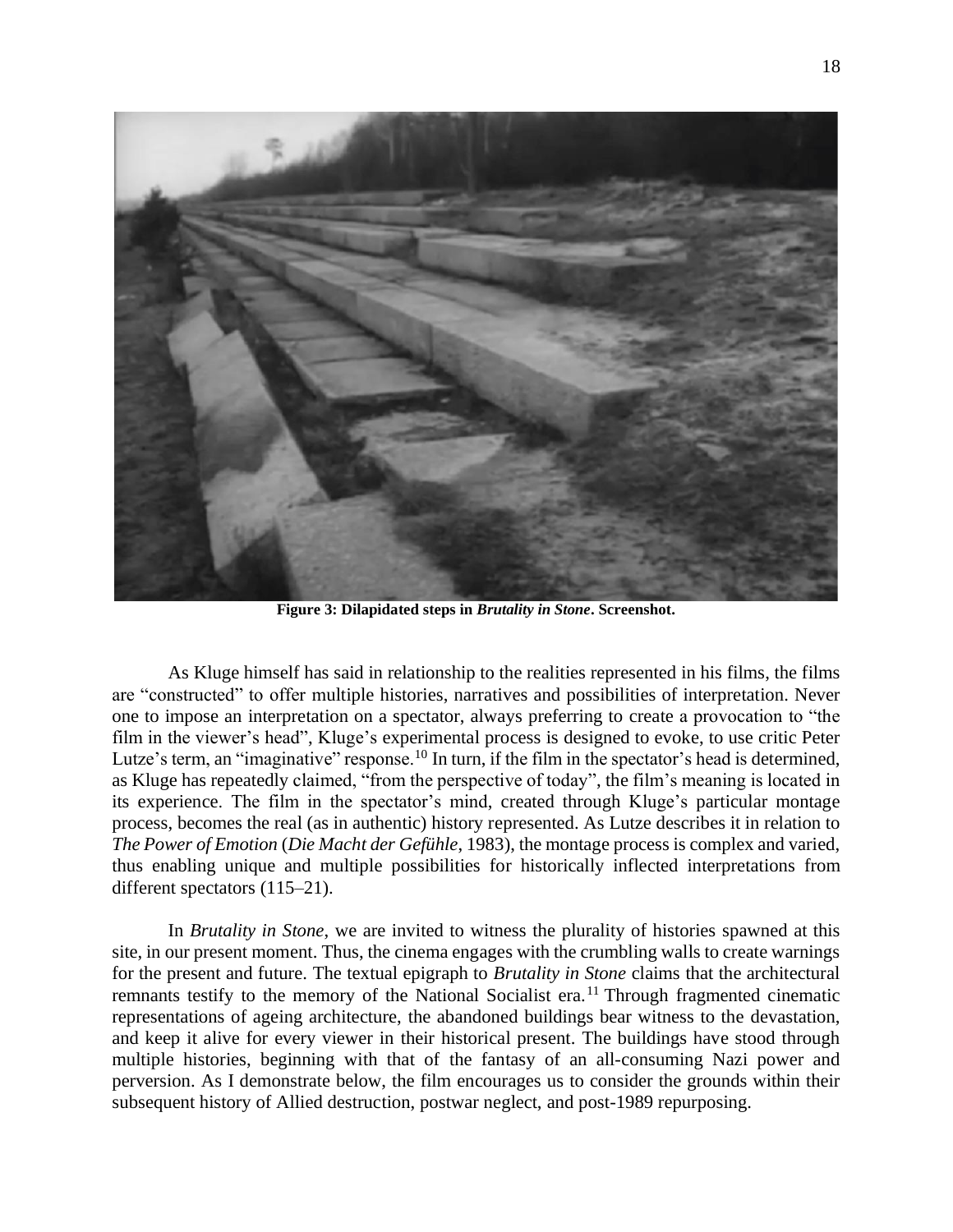**Figure 3: Dilapidated steps in *Brutality in Stone*. Screenshot.**

As Kluge himself has said in relationship to the realities represented in his films, the films are "constructed" to offer multiple histories, narratives and possibilities of interpretation. Never one to impose an interpretation on a spectator, always preferring to create a provocation to "the film in the viewer's head", Kluge's experimental process is designed to evoke, to use critic Peter Lutze's term, an "imaginative" response.[10] In turn, if the film in the spectator's head is determined, as Kluge has repeatedly claimed, "from the perspective of today", the film's meaning is located in its experience. The film in the spectator's mind, created through Kluge's particular montage process, becomes the real (as in authentic) history represented. As Lutze describes it in relation to *The Power of Emotion* (*Die Macht der Gefühle*, 1983), the montage process is complex and varied, thus enabling unique and multiple possibilities for historically inflected interpretations from different spectators (115–21).

In *Brutality in Stone*, we are invited to witness the plurality of histories spawned at this site, in our present moment. Thus, the cinema engages with the crumbling walls to create warnings for the present and future. The textual epigraph to *Brutality in Stone* claims that the architectural remnants testify to the memory of the National Socialist era.[11] Through fragmented cinematic representations of ageing architecture, the abandoned buildings bear witness to the devastation, and keep it alive for every viewer in their historical present. The buildings have stood through multiple histories, beginning with that of the fantasy of an all-consuming Nazi power and perversion. As I demonstrate below, the film encourages us to consider the grounds within their subsequent history of Allied destruction, postwar neglect, and post-1989 repurposing.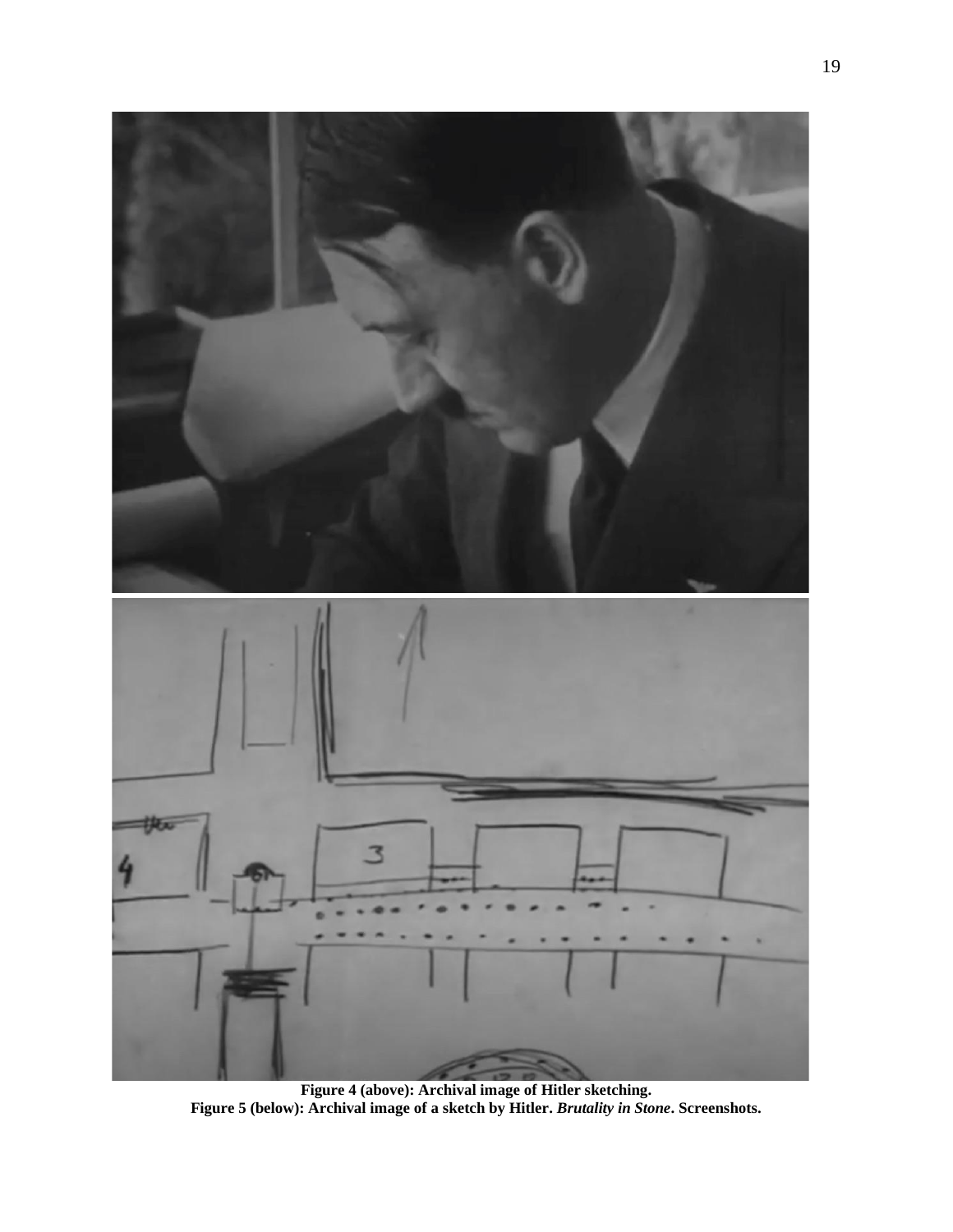**Figure 4 (above): Archival image of Hitler sketching.**
**Figure 5 (below): Archival image of a sketch by Hitler. *Brutality in Stone*. Screenshots.**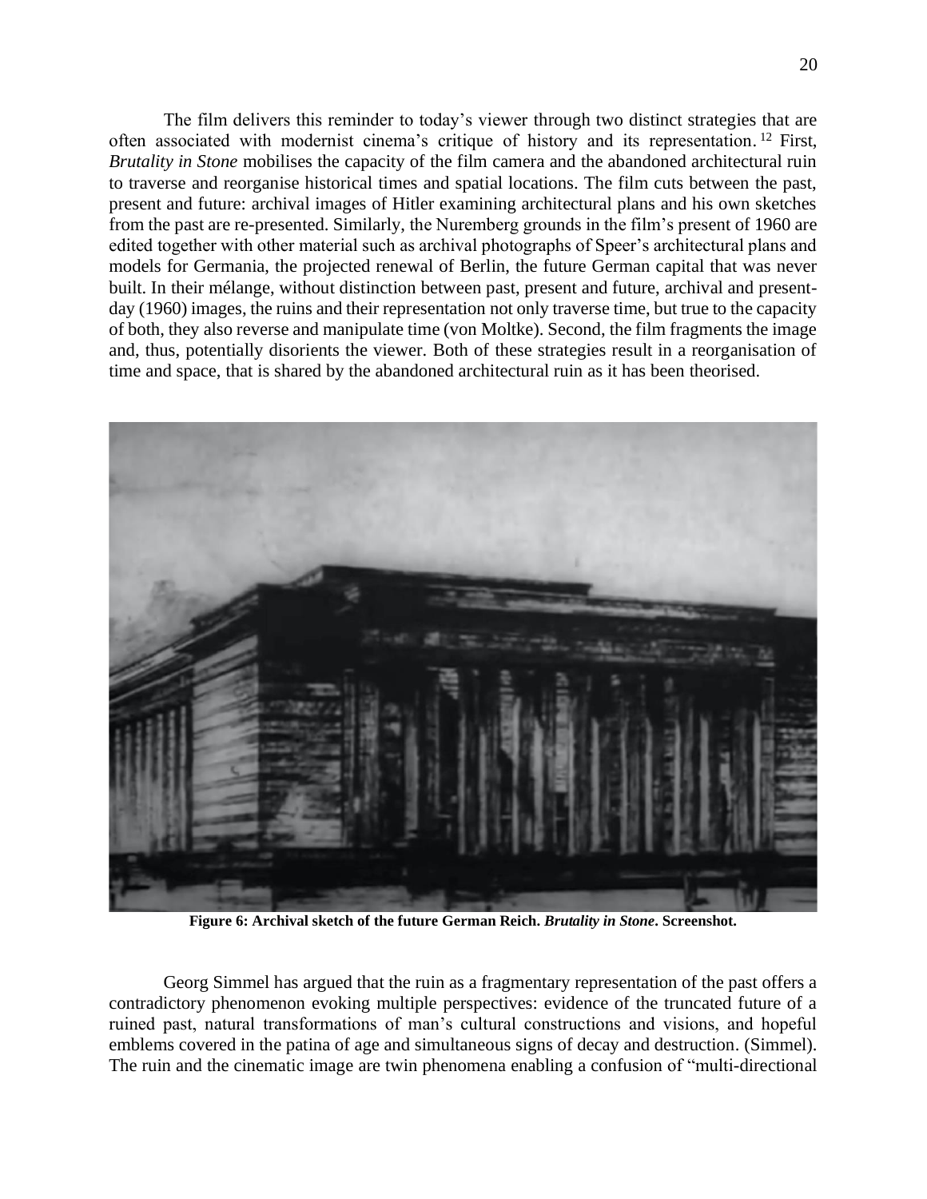The film delivers this reminder to today's viewer through two distinct strategies that are often associated with modernist cinema's critique of history and its representation.[12] First, *Brutality in Stone* mobilises the capacity of the film camera and the abandoned architectural ruin to traverse and reorganise historical times and spatial locations. The film cuts between the past, present and future: archival images of Hitler examining architectural plans and his own sketches from the past are re-presented. Similarly, the Nuremberg grounds in the film's present of 1960 are edited together with other material such as archival photographs of Speer's architectural plans and models for Germania, the projected renewal of Berlin, the future German capital that was never built. In their mélange, without distinction between past, present and future, archival and present-day (1960) images, the ruins and their representation not only traverse time, but true to the capacity of both, they also reverse and manipulate time (von Moltke). Second, the film fragments the image and, thus, potentially disorients the viewer. Both of these strategies result in a reorganisation of time and space, that is shared by the abandoned architectural ruin as it has been theorised.

**Figure 6: Archival sketch of the future German Reich. *Brutality in Stone*. Screenshot.**

Georg Simmel has argued that the ruin as a fragmentary representation of the past offers a contradictory phenomenon evoking multiple perspectives: evidence of the truncated future of a ruined past, natural transformations of man's cultural constructions and visions, and hopeful emblems covered in the patina of age and simultaneous signs of decay and destruction. (Simmel). The ruin and the cinematic image are twin phenomena enabling a confusion of "multi-directional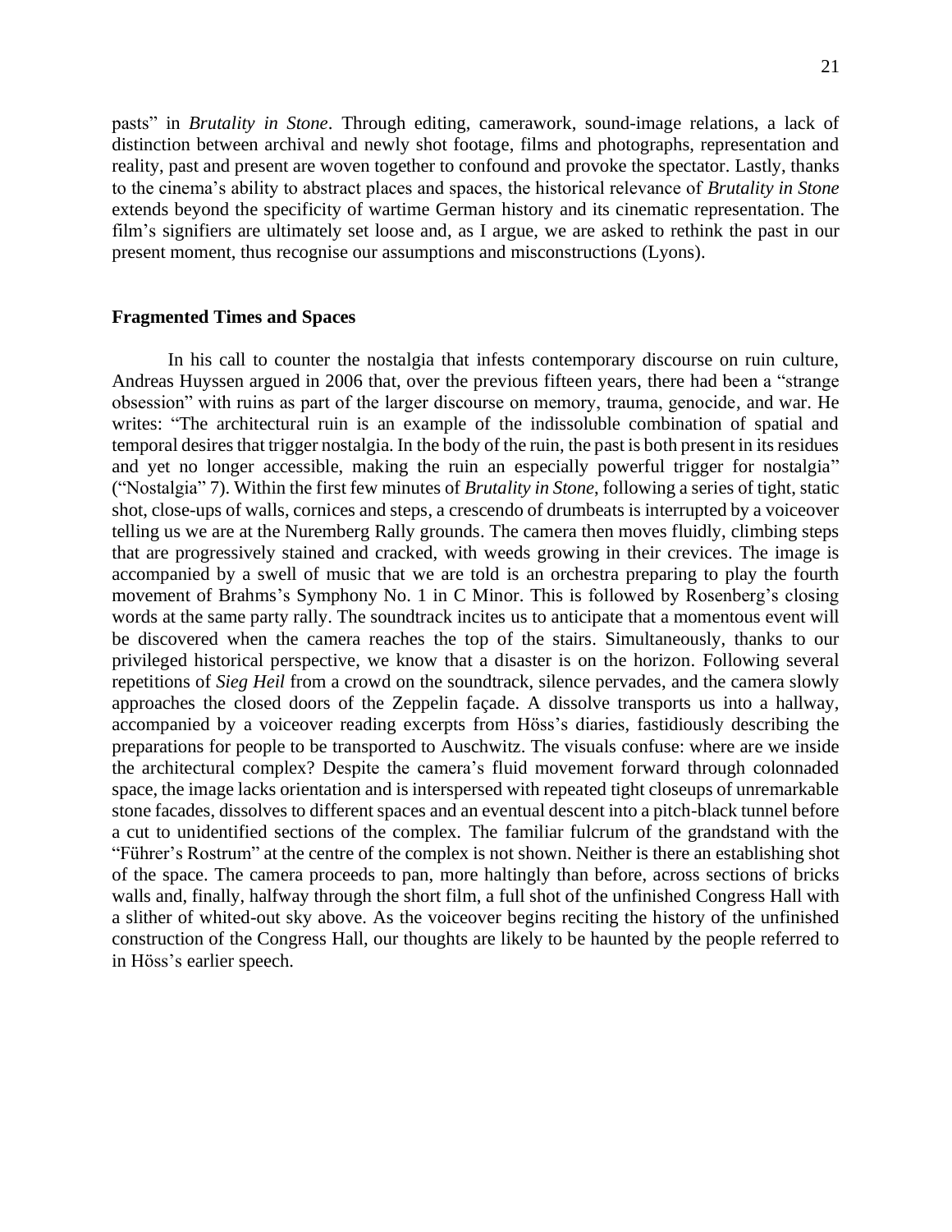pasts" in *Brutality in Stone*. Through editing, camerawork, sound-image relations, a lack of distinction between archival and newly shot footage, films and photographs, representation and reality, past and present are woven together to confound and provoke the spectator. Lastly, thanks to the cinema's ability to abstract places and spaces, the historical relevance of *Brutality in Stone* extends beyond the specificity of wartime German history and its cinematic representation. The film's signifiers are ultimately set loose and, as I argue, we are asked to rethink the past in our present moment, thus recognise our assumptions and misconstructions (Lyons).

**Fragmented Times and Spaces**

In his call to counter the nostalgia that infests contemporary discourse on ruin culture, Andreas Huyssen argued in 2006 that, over the previous fifteen years, there had been a "strange obsession" with ruins as part of the larger discourse on memory, trauma, genocide, and war. He writes: "The architectural ruin is an example of the indissoluble combination of spatial and temporal desires that trigger nostalgia. In the body of the ruin, the past is both present in its residues and yet no longer accessible, making the ruin an especially powerful trigger for nostalgia" ("Nostalgia" 7). Within the first few minutes of *Brutality in Stone*, following a series of tight, static shot, close-ups of walls, cornices and steps, a crescendo of drumbeats is interrupted by a voiceover telling us we are at the Nuremberg Rally grounds. The camera then moves fluidly, climbing steps that are progressively stained and cracked, with weeds growing in their crevices. The image is accompanied by a swell of music that we are told is an orchestra preparing to play the fourth movement of Brahms's Symphony No. 1 in C Minor. This is followed by Rosenberg's closing words at the same party rally. The soundtrack incites us to anticipate that a momentous event will be discovered when the camera reaches the top of the stairs. Simultaneously, thanks to our privileged historical perspective, we know that a disaster is on the horizon. Following several repetitions of *Sieg Heil* from a crowd on the soundtrack, silence pervades, and the camera slowly approaches the closed doors of the Zeppelin façade. A dissolve transports us into a hallway, accompanied by a voiceover reading excerpts from Höss's diaries, fastidiously describing the preparations for people to be transported to Auschwitz. The visuals confuse: where are we inside the architectural complex? Despite the camera's fluid movement forward through colonnaded space, the image lacks orientation and is interspersed with repeated tight closeups of unremarkable stone facades, dissolves to different spaces and an eventual descent into a pitch-black tunnel before a cut to unidentified sections of the complex. The familiar fulcrum of the grandstand with the "Führer's Rostrum" at the centre of the complex is not shown. Neither is there an establishing shot of the space. The camera proceeds to pan, more haltingly than before, across sections of bricks walls and, finally, halfway through the short film, a full shot of the unfinished Congress Hall with a slither of whited-out sky above. As the voiceover begins reciting the history of the unfinished construction of the Congress Hall, our thoughts are likely to be haunted by the people referred to in Höss's earlier speech.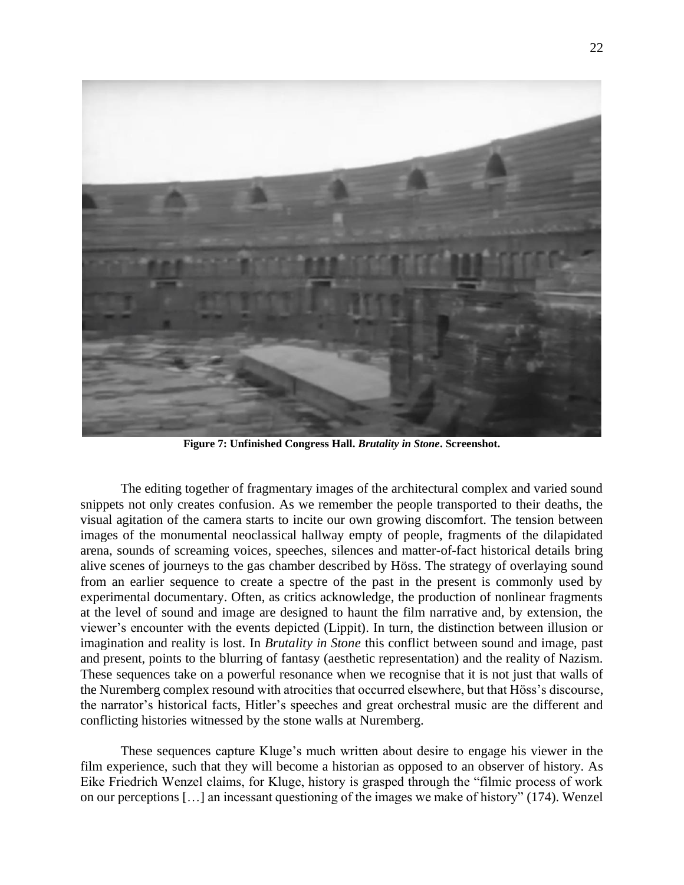**Figure 7: Unfinished Congress Hall. *Brutality in Stone*. Screenshot.**

The editing together of fragmentary images of the architectural complex and varied sound snippets not only creates confusion. As we remember the people transported to their deaths, the visual agitation of the camera starts to incite our own growing discomfort. The tension between images of the monumental neoclassical hallway empty of people, fragments of the dilapidated arena, sounds of screaming voices, speeches, silences and matter-of-fact historical details bring alive scenes of journeys to the gas chamber described by Höss. The strategy of overlaying sound from an earlier sequence to create a spectre of the past in the present is commonly used by experimental documentary. Often, as critics acknowledge, the production of nonlinear fragments at the level of sound and image are designed to haunt the film narrative and, by extension, the viewer's encounter with the events depicted (Lippit). In turn, the distinction between illusion or imagination and reality is lost. In *Brutality in Stone* this conflict between sound and image, past and present, points to the blurring of fantasy (aesthetic representation) and the reality of Nazism. These sequences take on a powerful resonance when we recognise that it is not just that walls of the Nuremberg complex resound with atrocities that occurred elsewhere, but that Höss's discourse, the narrator's historical facts, Hitler's speeches and great orchestral music are the different and conflicting histories witnessed by the stone walls at Nuremberg.

These sequences capture Kluge's much written about desire to engage his viewer in the film experience, such that they will become a historian as opposed to an observer of history. As Eike Friedrich Wenzel claims, for Kluge, history is grasped through the "filmic process of work on our perceptions […] an incessant questioning of the images we make of history" (174). Wenzel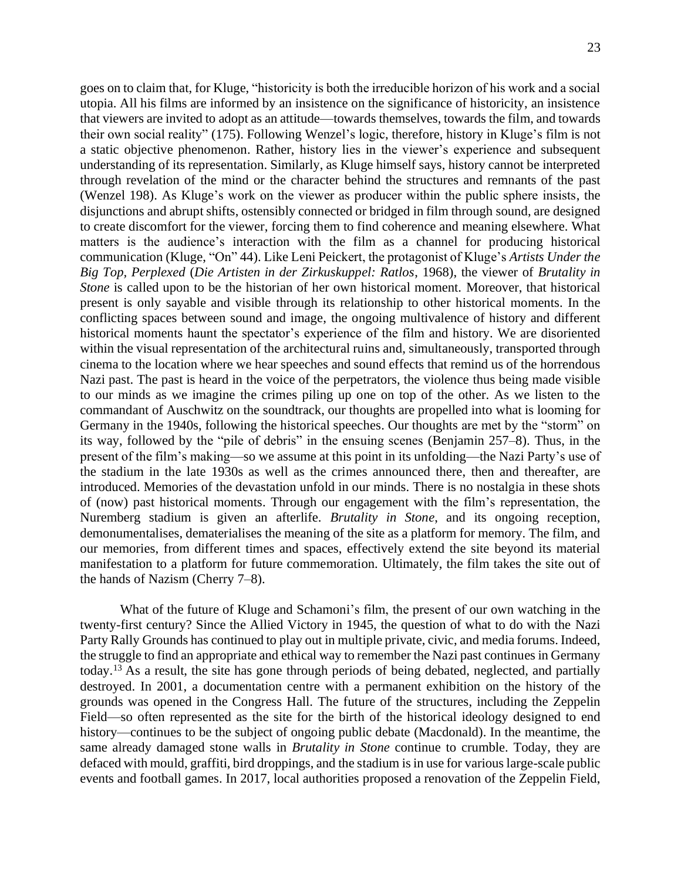goes on to claim that, for Kluge, "historicity is both the irreducible horizon of his work and a social utopia. All his films are informed by an insistence on the significance of historicity, an insistence that viewers are invited to adopt as an attitude—towards themselves, towards the film, and towards their own social reality" (175). Following Wenzel's logic, therefore, history in Kluge's film is not a static objective phenomenon. Rather, history lies in the viewer's experience and subsequent understanding of its representation. Similarly, as Kluge himself says, history cannot be interpreted through revelation of the mind or the character behind the structures and remnants of the past (Wenzel 198). As Kluge's work on the viewer as producer within the public sphere insists, the disjunctions and abrupt shifts, ostensibly connected or bridged in film through sound, are designed to create discomfort for the viewer, forcing them to find coherence and meaning elsewhere. What matters is the audience's interaction with the film as a channel for producing historical communication (Kluge, "On" 44). Like Leni Peickert, the protagonist of Kluge's *Artists Under the Big Top, Perplexed* (*Die Artisten in der Zirkuskuppel: Ratlos*, 1968), the viewer of *Brutality in Stone* is called upon to be the historian of her own historical moment. Moreover, that historical present is only sayable and visible through its relationship to other historical moments. In the conflicting spaces between sound and image, the ongoing multivalence of history and different historical moments haunt the spectator's experience of the film and history. We are disoriented within the visual representation of the architectural ruins and, simultaneously, transported through cinema to the location where we hear speeches and sound effects that remind us of the horrendous Nazi past. The past is heard in the voice of the perpetrators, the violence thus being made visible to our minds as we imagine the crimes piling up one on top of the other. As we listen to the commandant of Auschwitz on the soundtrack, our thoughts are propelled into what is looming for Germany in the 1940s, following the historical speeches. Our thoughts are met by the "storm" on its way, followed by the "pile of debris" in the ensuing scenes (Benjamin 257–8). Thus, in the present of the film's making—so we assume at this point in its unfolding—the Nazi Party's use of the stadium in the late 1930s as well as the crimes announced there, then and thereafter, are introduced. Memories of the devastation unfold in our minds. There is no nostalgia in these shots of (now) past historical moments. Through our engagement with the film's representation, the Nuremberg stadium is given an afterlife. *Brutality in Stone*, and its ongoing reception, demonumentalises, dematerialises the meaning of the site as a platform for memory. The film, and our memories, from different times and spaces, effectively extend the site beyond its material manifestation to a platform for future commemoration. Ultimately, the film takes the site out of the hands of Nazism (Cherry 7–8).

What of the future of Kluge and Schamoni's film, the present of our own watching in the twenty-first century? Since the Allied Victory in 1945, the question of what to do with the Nazi Party Rally Grounds has continued to play out in multiple private, civic, and media forums. Indeed, the struggle to find an appropriate and ethical way to remember the Nazi past continues in Germany today.[13] As a result, the site has gone through periods of being debated, neglected, and partially destroyed. In 2001, a documentation centre with a permanent exhibition on the history of the grounds was opened in the Congress Hall. The future of the structures, including the Zeppelin Field—so often represented as the site for the birth of the historical ideology designed to end history—continues to be the subject of ongoing public debate (Macdonald). In the meantime, the same already damaged stone walls in *Brutality in Stone* continue to crumble. Today, they are defaced with mould, graffiti, bird droppings, and the stadium is in use for various large-scale public events and football games. In 2017, local authorities proposed a renovation of the Zeppelin Field,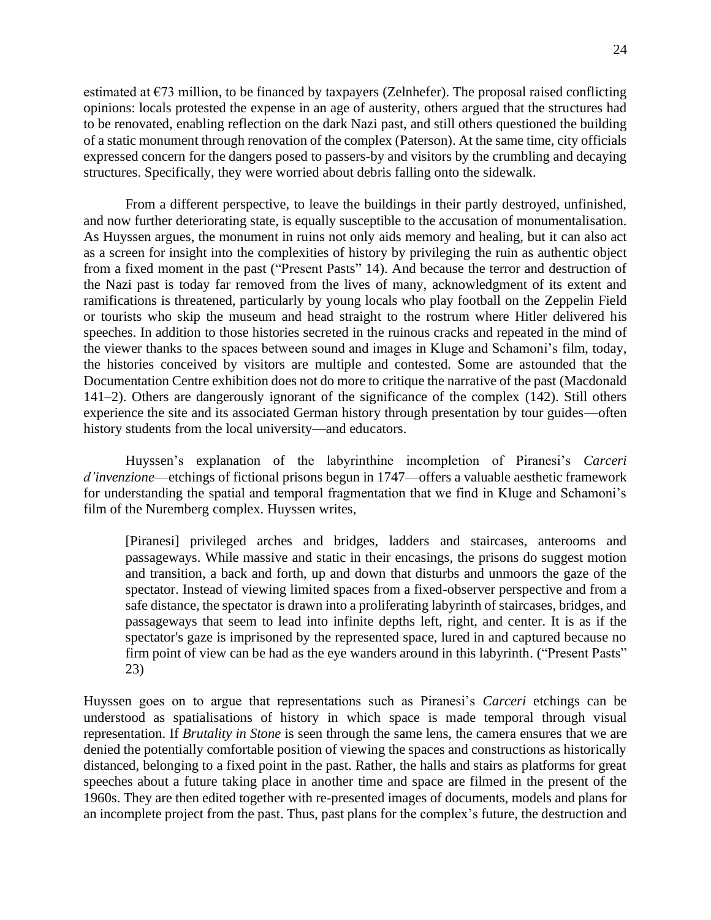estimated at €73 million, to be financed by taxpayers (Zelnhefer). The proposal raised conflicting opinions: locals protested the expense in an age of austerity, others argued that the structures had to be renovated, enabling reflection on the dark Nazi past, and still others questioned the building of a static monument through renovation of the complex (Paterson). At the same time, city officials expressed concern for the dangers posed to passers-by and visitors by the crumbling and decaying structures. Specifically, they were worried about debris falling onto the sidewalk.

From a different perspective, to leave the buildings in their partly destroyed, unfinished, and now further deteriorating state, is equally susceptible to the accusation of monumentalisation. As Huyssen argues, the monument in ruins not only aids memory and healing, but it can also act as a screen for insight into the complexities of history by privileging the ruin as authentic object from a fixed moment in the past ("Present Pasts" 14). And because the terror and destruction of the Nazi past is today far removed from the lives of many, acknowledgment of its extent and ramifications is threatened, particularly by young locals who play football on the Zeppelin Field or tourists who skip the museum and head straight to the rostrum where Hitler delivered his speeches. In addition to those histories secreted in the ruinous cracks and repeated in the mind of the viewer thanks to the spaces between sound and images in Kluge and Schamoni's film, today, the histories conceived by visitors are multiple and contested. Some are astounded that the Documentation Centre exhibition does not do more to critique the narrative of the past (Macdonald 141–2). Others are dangerously ignorant of the significance of the complex (142). Still others experience the site and its associated German history through presentation by tour guides—often history students from the local university—and educators.

Huyssen's explanation of the labyrinthine incompletion of Piranesi's *Carceri d'invenzione*—etchings of fictional prisons begun in 1747—offers a valuable aesthetic framework for understanding the spatial and temporal fragmentation that we find in Kluge and Schamoni's film of the Nuremberg complex. Huyssen writes,

> [Piranesi] privileged arches and bridges, ladders and staircases, anterooms and passageways. While massive and static in their encasings, the prisons do suggest motion and transition, a back and forth, up and down that disturbs and unmoors the gaze of the spectator. Instead of viewing limited spaces from a fixed-observer perspective and from a safe distance, the spectator is drawn into a proliferating labyrinth of staircases, bridges, and passageways that seem to lead into infinite depths left, right, and center. It is as if the spectator's gaze is imprisoned by the represented space, lured in and captured because no firm point of view can be had as the eye wanders around in this labyrinth. ("Present Pasts" 23)

Huyssen goes on to argue that representations such as Piranesi's *Carceri* etchings can be understood as spatialisations of history in which space is made temporal through visual representation. If *Brutality in Stone* is seen through the same lens, the camera ensures that we are denied the potentially comfortable position of viewing the spaces and constructions as historically distanced, belonging to a fixed point in the past. Rather, the halls and stairs as platforms for great speeches about a future taking place in another time and space are filmed in the present of the 1960s. They are then edited together with re-presented images of documents, models and plans for an incomplete project from the past. Thus, past plans for the complex's future, the destruction and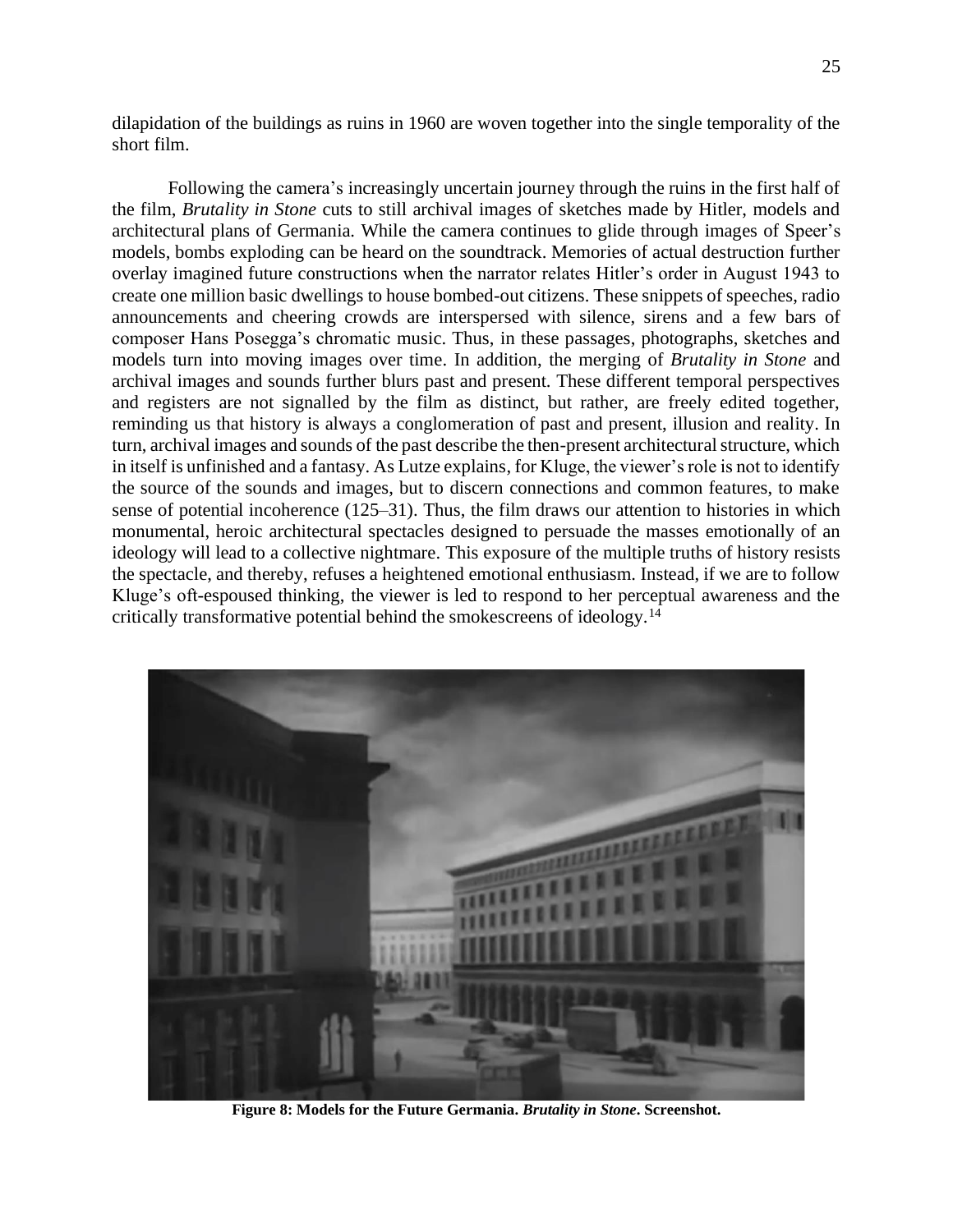dilapidation of the buildings as ruins in 1960 are woven together into the single temporality of the short film.

Following the camera's increasingly uncertain journey through the ruins in the first half of the film, *Brutality in Stone* cuts to still archival images of sketches made by Hitler, models and architectural plans of Germania. While the camera continues to glide through images of Speer's models, bombs exploding can be heard on the soundtrack. Memories of actual destruction further overlay imagined future constructions when the narrator relates Hitler's order in August 1943 to create one million basic dwellings to house bombed-out citizens. These snippets of speeches, radio announcements and cheering crowds are interspersed with silence, sirens and a few bars of composer Hans Posegga's chromatic music. Thus, in these passages, photographs, sketches and models turn into moving images over time. In addition, the merging of *Brutality in Stone* and archival images and sounds further blurs past and present. These different temporal perspectives and registers are not signalled by the film as distinct, but rather, are freely edited together, reminding us that history is always a conglomeration of past and present, illusion and reality. In turn, archival images and sounds of the past describe the then-present architectural structure, which in itself is unfinished and a fantasy. As Lutze explains, for Kluge, the viewer's role is not to identify the source of the sounds and images, but to discern connections and common features, to make sense of potential incoherence (125–31). Thus, the film draws our attention to histories in which monumental, heroic architectural spectacles designed to persuade the masses emotionally of an ideology will lead to a collective nightmare. This exposure of the multiple truths of history resists the spectacle, and thereby, refuses a heightened emotional enthusiasm. Instead, if we are to follow Kluge's oft-espoused thinking, the viewer is led to respond to her perceptual awareness and the critically transformative potential behind the smokescreens of ideology.[14]

**Figure 8: Models for the Future Germania. *Brutality in Stone*. Screenshot.**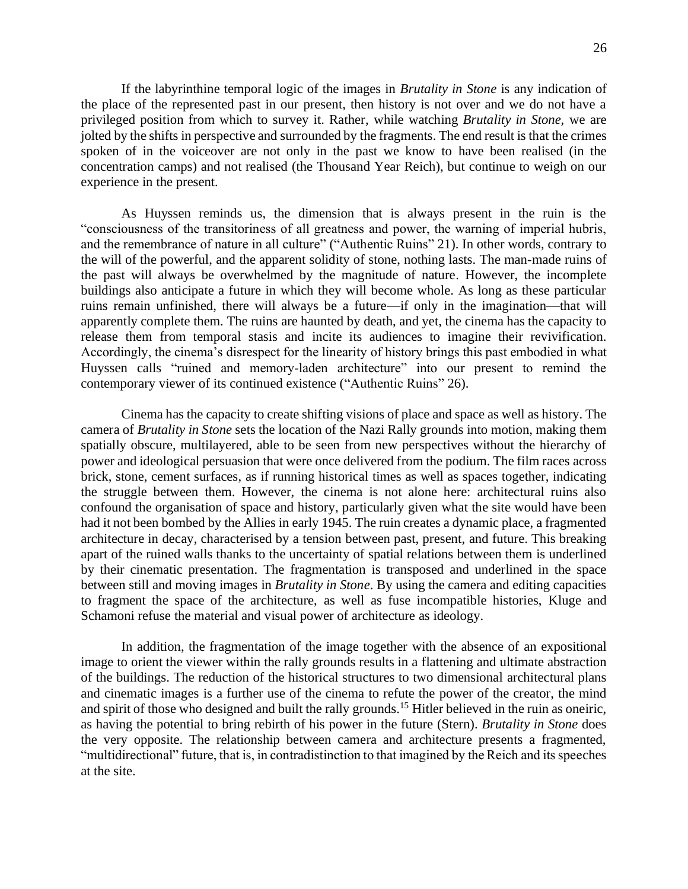If the labyrinthine temporal logic of the images in *Brutality in Stone* is any indication of the place of the represented past in our present, then history is not over and we do not have a privileged position from which to survey it. Rather, while watching *Brutality in Stone*, we are jolted by the shifts in perspective and surrounded by the fragments. The end result is that the crimes spoken of in the voiceover are not only in the past we know to have been realised (in the concentration camps) and not realised (the Thousand Year Reich), but continue to weigh on our experience in the present.

As Huyssen reminds us, the dimension that is always present in the ruin is the "consciousness of the transitoriness of all greatness and power, the warning of imperial hubris, and the remembrance of nature in all culture" ("Authentic Ruins" 21). In other words, contrary to the will of the powerful, and the apparent solidity of stone, nothing lasts. The man-made ruins of the past will always be overwhelmed by the magnitude of nature. However, the incomplete buildings also anticipate a future in which they will become whole. As long as these particular ruins remain unfinished, there will always be a future—if only in the imagination—that will apparently complete them. The ruins are haunted by death, and yet, the cinema has the capacity to release them from temporal stasis and incite its audiences to imagine their revivification. Accordingly, the cinema's disrespect for the linearity of history brings this past embodied in what Huyssen calls "ruined and memory-laden architecture" into our present to remind the contemporary viewer of its continued existence ("Authentic Ruins" 26).

Cinema has the capacity to create shifting visions of place and space as well as history. The camera of *Brutality in Stone* sets the location of the Nazi Rally grounds into motion, making them spatially obscure, multilayered, able to be seen from new perspectives without the hierarchy of power and ideological persuasion that were once delivered from the podium. The film races across brick, stone, cement surfaces, as if running historical times as well as spaces together, indicating the struggle between them. However, the cinema is not alone here: architectural ruins also confound the organisation of space and history, particularly given what the site would have been had it not been bombed by the Allies in early 1945. The ruin creates a dynamic place, a fragmented architecture in decay, characterised by a tension between past, present, and future. This breaking apart of the ruined walls thanks to the uncertainty of spatial relations between them is underlined by their cinematic presentation. The fragmentation is transposed and underlined in the space between still and moving images in *Brutality in Stone*. By using the camera and editing capacities to fragment the space of the architecture, as well as fuse incompatible histories, Kluge and Schamoni refuse the material and visual power of architecture as ideology.

In addition, the fragmentation of the image together with the absence of an expositional image to orient the viewer within the rally grounds results in a flattening and ultimate abstraction of the buildings. The reduction of the historical structures to two dimensional architectural plans and cinematic images is a further use of the cinema to refute the power of the creator, the mind and spirit of those who designed and built the rally grounds.[15] Hitler believed in the ruin as oneiric, as having the potential to bring rebirth of his power in the future (Stern). *Brutality in Stone* does the very opposite. The relationship between camera and architecture presents a fragmented, "multidirectional" future, that is, in contradistinction to that imagined by the Reich and its speeches at the site.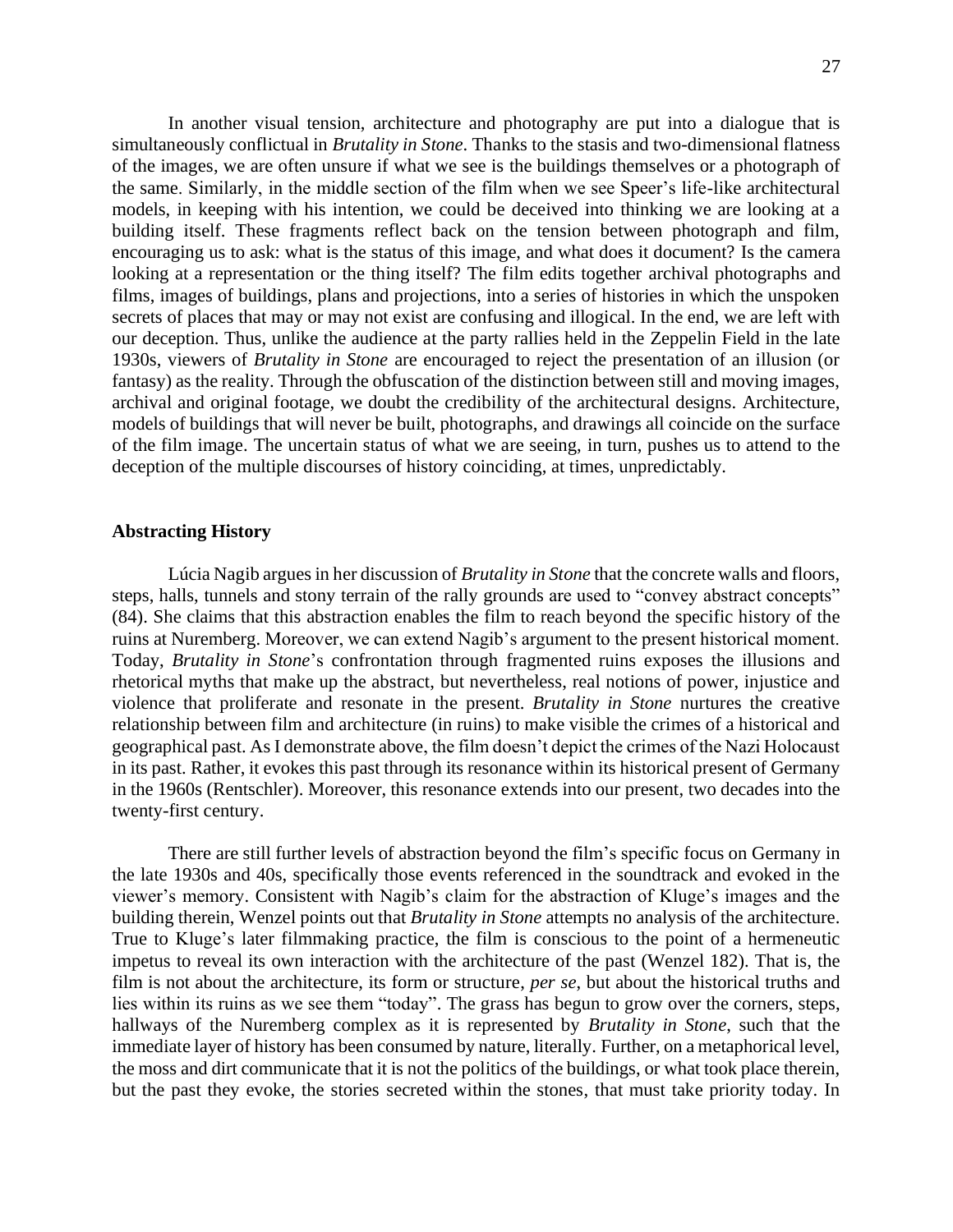In another visual tension, architecture and photography are put into a dialogue that is simultaneously conflictual in *Brutality in Stone*. Thanks to the stasis and two-dimensional flatness of the images, we are often unsure if what we see is the buildings themselves or a photograph of the same. Similarly, in the middle section of the film when we see Speer's life-like architectural models, in keeping with his intention, we could be deceived into thinking we are looking at a building itself. These fragments reflect back on the tension between photograph and film, encouraging us to ask: what is the status of this image, and what does it document? Is the camera looking at a representation or the thing itself? The film edits together archival photographs and films, images of buildings, plans and projections, into a series of histories in which the unspoken secrets of places that may or may not exist are confusing and illogical. In the end, we are left with our deception. Thus, unlike the audience at the party rallies held in the Zeppelin Field in the late 1930s, viewers of *Brutality in Stone* are encouraged to reject the presentation of an illusion (or fantasy) as the reality. Through the obfuscation of the distinction between still and moving images, archival and original footage, we doubt the credibility of the architectural designs. Architecture, models of buildings that will never be built, photographs, and drawings all coincide on the surface of the film image. The uncertain status of what we are seeing, in turn, pushes us to attend to the deception of the multiple discourses of history coinciding, at times, unpredictably.

## Abstracting History

Lúcia Nagib argues in her discussion of *Brutality in Stone* that the concrete walls and floors, steps, halls, tunnels and stony terrain of the rally grounds are used to "convey abstract concepts" (84). She claims that this abstraction enables the film to reach beyond the specific history of the ruins at Nuremberg. Moreover, we can extend Nagib's argument to the present historical moment. Today, *Brutality in Stone*'s confrontation through fragmented ruins exposes the illusions and rhetorical myths that make up the abstract, but nevertheless, real notions of power, injustice and violence that proliferate and resonate in the present. *Brutality in Stone* nurtures the creative relationship between film and architecture (in ruins) to make visible the crimes of a historical and geographical past. As I demonstrate above, the film doesn't depict the crimes of the Nazi Holocaust in its past. Rather, it evokes this past through its resonance within its historical present of Germany in the 1960s (Rentschler). Moreover, this resonance extends into our present, two decades into the twenty-first century.

There are still further levels of abstraction beyond the film's specific focus on Germany in the late 1930s and 40s, specifically those events referenced in the soundtrack and evoked in the viewer's memory. Consistent with Nagib's claim for the abstraction of Kluge's images and the building therein, Wenzel points out that *Brutality in Stone* attempts no analysis of the architecture. True to Kluge's later filmmaking practice, the film is conscious to the point of a hermeneutic impetus to reveal its own interaction with the architecture of the past (Wenzel 182). That is, the film is not about the architecture, its form or structure, *per se*, but about the historical truths and lies within its ruins as we see them "today". The grass has begun to grow over the corners, steps, hallways of the Nuremberg complex as it is represented by *Brutality in Stone*, such that the immediate layer of history has been consumed by nature, literally. Further, on a metaphorical level, the moss and dirt communicate that it is not the politics of the buildings, or what took place therein, but the past they evoke, the stories secreted within the stones, that must take priority today. In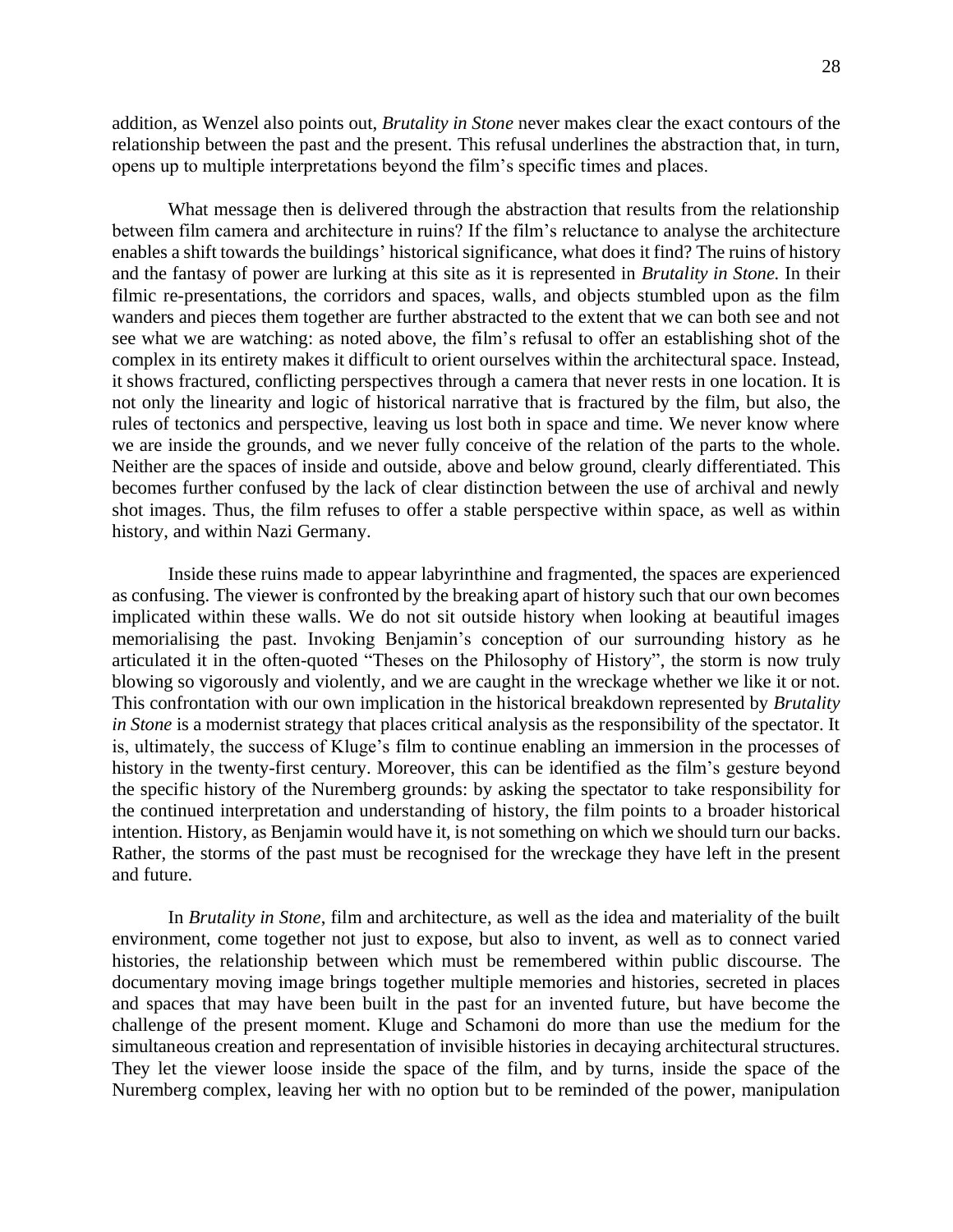addition, as Wenzel also points out, *Brutality in Stone* never makes clear the exact contours of the relationship between the past and the present. This refusal underlines the abstraction that, in turn, opens up to multiple interpretations beyond the film's specific times and places.

What message then is delivered through the abstraction that results from the relationship between film camera and architecture in ruins? If the film's reluctance to analyse the architecture enables a shift towards the buildings' historical significance, what does it find? The ruins of history and the fantasy of power are lurking at this site as it is represented in *Brutality in Stone.* In their filmic re-presentations, the corridors and spaces, walls, and objects stumbled upon as the film wanders and pieces them together are further abstracted to the extent that we can both see and not see what we are watching: as noted above, the film's refusal to offer an establishing shot of the complex in its entirety makes it difficult to orient ourselves within the architectural space. Instead, it shows fractured, conflicting perspectives through a camera that never rests in one location. It is not only the linearity and logic of historical narrative that is fractured by the film, but also, the rules of tectonics and perspective, leaving us lost both in space and time. We never know where we are inside the grounds, and we never fully conceive of the relation of the parts to the whole. Neither are the spaces of inside and outside, above and below ground, clearly differentiated. This becomes further confused by the lack of clear distinction between the use of archival and newly shot images. Thus, the film refuses to offer a stable perspective within space, as well as within history, and within Nazi Germany.

Inside these ruins made to appear labyrinthine and fragmented, the spaces are experienced as confusing. The viewer is confronted by the breaking apart of history such that our own becomes implicated within these walls. We do not sit outside history when looking at beautiful images memorialising the past. Invoking Benjamin's conception of our surrounding history as he articulated it in the often-quoted "Theses on the Philosophy of History", the storm is now truly blowing so vigorously and violently, and we are caught in the wreckage whether we like it or not. This confrontation with our own implication in the historical breakdown represented by *Brutality in Stone* is a modernist strategy that places critical analysis as the responsibility of the spectator. It is, ultimately, the success of Kluge's film to continue enabling an immersion in the processes of history in the twenty-first century. Moreover, this can be identified as the film's gesture beyond the specific history of the Nuremberg grounds: by asking the spectator to take responsibility for the continued interpretation and understanding of history, the film points to a broader historical intention. History, as Benjamin would have it, is not something on which we should turn our backs. Rather, the storms of the past must be recognised for the wreckage they have left in the present and future.

In *Brutality in Stone*, film and architecture, as well as the idea and materiality of the built environment, come together not just to expose, but also to invent, as well as to connect varied histories, the relationship between which must be remembered within public discourse. The documentary moving image brings together multiple memories and histories, secreted in places and spaces that may have been built in the past for an invented future, but have become the challenge of the present moment. Kluge and Schamoni do more than use the medium for the simultaneous creation and representation of invisible histories in decaying architectural structures. They let the viewer loose inside the space of the film, and by turns, inside the space of the Nuremberg complex, leaving her with no option but to be reminded of the power, manipulation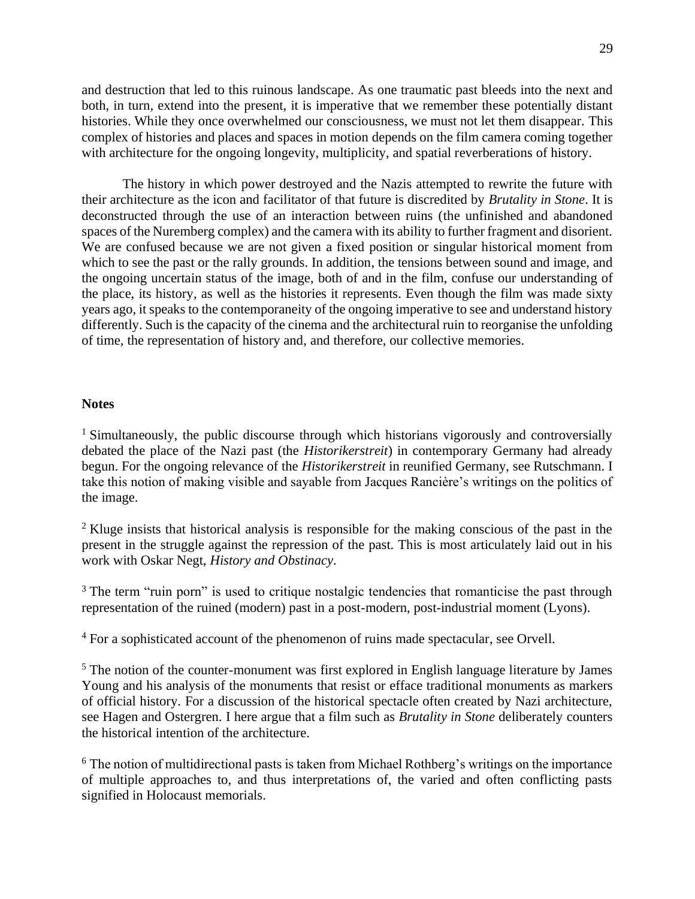and destruction that led to this ruinous landscape. As one traumatic past bleeds into the next and both, in turn, extend into the present, it is imperative that we remember these potentially distant histories. While they once overwhelmed our consciousness, we must not let them disappear. This complex of histories and places and spaces in motion depends on the film camera coming together with architecture for the ongoing longevity, multiplicity, and spatial reverberations of history.

The history in which power destroyed and the Nazis attempted to rewrite the future with their architecture as the icon and facilitator of that future is discredited by *Brutality in Stone*. It is deconstructed through the use of an interaction between ruins (the unfinished and abandoned spaces of the Nuremberg complex) and the camera with its ability to further fragment and disorient. We are confused because we are not given a fixed position or singular historical moment from which to see the past or the rally grounds. In addition, the tensions between sound and image, and the ongoing uncertain status of the image, both of and in the film, confuse our understanding of the place, its history, as well as the histories it represents. Even though the film was made sixty years ago, it speaks to the contemporaneity of the ongoing imperative to see and understand history differently. Such is the capacity of the cinema and the architectural ruin to reorganise the unfolding of time, the representation of history and, and therefore, our collective memories.

**Notes**

[1] Simultaneously, the public discourse through which historians vigorously and controversially debated the place of the Nazi past (the *Historikerstreit*) in contemporary Germany had already begun. For the ongoing relevance of the *Historikerstreit* in reunified Germany, see Rutschmann. I take this notion of making visible and sayable from Jacques Rancière's writings on the politics of the image.

[2] Kluge insists that historical analysis is responsible for the making conscious of the past in the present in the struggle against the repression of the past. This is most articulately laid out in his work with Oskar Negt, *History and Obstinacy*.

[3] The term "ruin porn" is used to critique nostalgic tendencies that romanticise the past through representation of the ruined (modern) past in a post-modern, post-industrial moment (Lyons).

[4] For a sophisticated account of the phenomenon of ruins made spectacular, see Orvell.

[5] The notion of the counter-monument was first explored in English language literature by James Young and his analysis of the monuments that resist or efface traditional monuments as markers of official history. For a discussion of the historical spectacle often created by Nazi architecture, see Hagen and Ostergren. I here argue that a film such as *Brutality in Stone* deliberately counters the historical intention of the architecture.

[6] The notion of multidirectional pasts is taken from Michael Rothberg's writings on the importance of multiple approaches to, and thus interpretations of, the varied and often conflicting pasts signified in Holocaust memorials.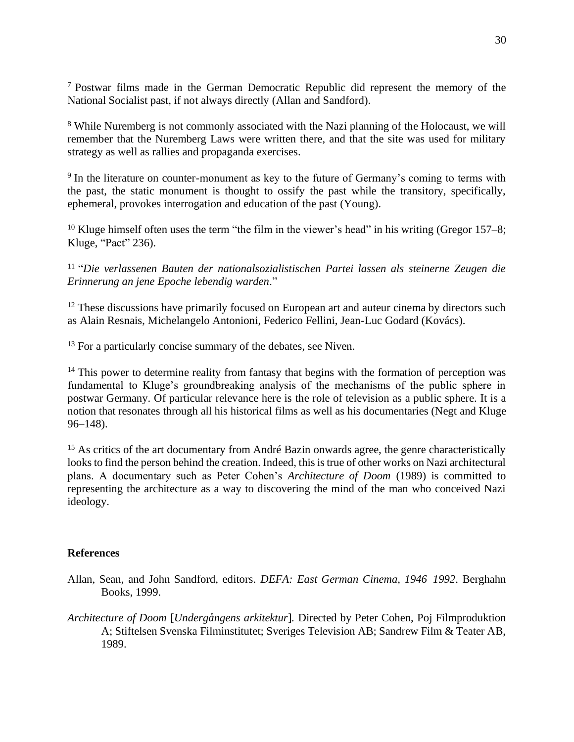[7] Postwar films made in the German Democratic Republic did represent the memory of the National Socialist past, if not always directly (Allan and Sandford).

[8] While Nuremberg is not commonly associated with the Nazi planning of the Holocaust, we will remember that the Nuremberg Laws were written there, and that the site was used for military strategy as well as rallies and propaganda exercises.

[9] In the literature on counter-monument as key to the future of Germany's coming to terms with the past, the static monument is thought to ossify the past while the transitory, specifically, ephemeral, provokes interrogation and education of the past (Young).

[10] Kluge himself often uses the term "the film in the viewer's head" in his writing (Gregor 157–8; Kluge, "Pact" 236).

[11] "*Die verlassenen Bauten der nationalsozialistischen Partei lassen als steinerne Zeugen die Erinnerung an jene Epoche lebendig warden*."

[12] These discussions have primarily focused on European art and auteur cinema by directors such as Alain Resnais, Michelangelo Antonioni, Federico Fellini, Jean-Luc Godard (Kovács).

[13] For a particularly concise summary of the debates, see Niven.

[14] This power to determine reality from fantasy that begins with the formation of perception was fundamental to Kluge's groundbreaking analysis of the mechanisms of the public sphere in postwar Germany. Of particular relevance here is the role of television as a public sphere. It is a notion that resonates through all his historical films as well as his documentaries (Negt and Kluge 96–148).

[15] As critics of the art documentary from André Bazin onwards agree, the genre characteristically looks to find the person behind the creation. Indeed, this is true of other works on Nazi architectural plans. A documentary such as Peter Cohen's *Architecture of Doom* (1989) is committed to representing the architecture as a way to discovering the mind of the man who conceived Nazi ideology.

## References

Allan, Sean, and John Sandford, editors. *DEFA: East German Cinema, 1946–1992*. Berghahn Books, 1999.

*Architecture of Doom* [*Undergångens arkitektur*]. Directed by Peter Cohen, Poj Filmproduktion A; Stiftelsen Svenska Filminstitutet; Sveriges Television AB; Sandrew Film & Teater AB, 1989.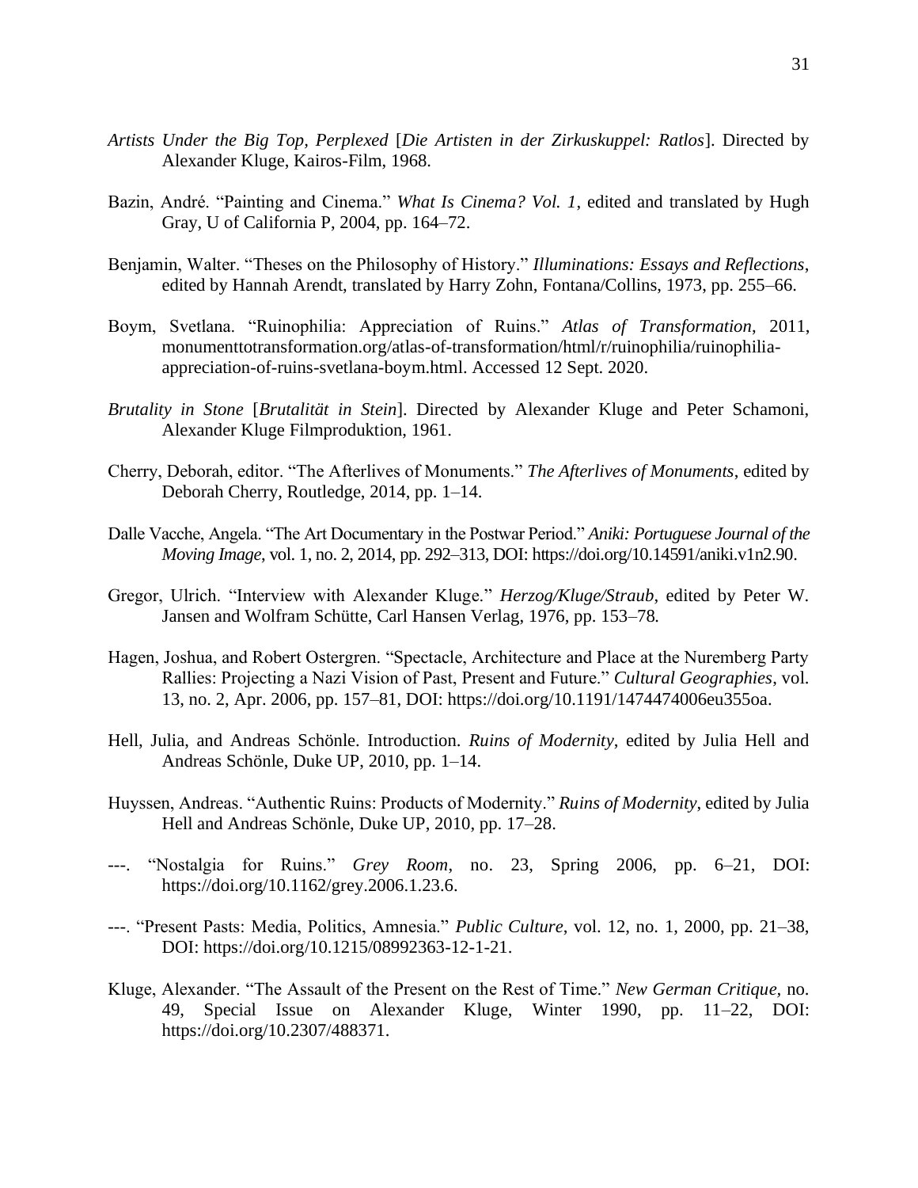*Artists Under the Big Top, Perplexed* [*Die Artisten in der Zirkuskuppel: Ratlos*]. Directed by Alexander Kluge, Kairos-Film, 1968.

Bazin, André. "Painting and Cinema." *What Is Cinema? Vol. 1*, edited and translated by Hugh Gray, U of California P, 2004, pp. 164–72.

Benjamin, Walter. "Theses on the Philosophy of History." *Illuminations: Essays and Reflections*, edited by Hannah Arendt, translated by Harry Zohn, Fontana/Collins, 1973, pp. 255–66.

Boym, Svetlana. "Ruinophilia: Appreciation of Ruins." *Atlas of Transformation*, 2011, monumenttotransformation.org/atlas-of-transformation/html/r/ruinophilia/ruinophilia-appreciation-of-ruins-svetlana-boym.html. Accessed 12 Sept. 2020.

*Brutality in Stone* [*Brutalität in Stein*]. Directed by Alexander Kluge and Peter Schamoni, Alexander Kluge Filmproduktion, 1961.

Cherry, Deborah, editor. "The Afterlives of Monuments." *The Afterlives of Monuments*, edited by Deborah Cherry, Routledge, 2014, pp. 1–14.

Dalle Vacche, Angela. "The Art Documentary in the Postwar Period." *Aniki: Portuguese Journal of the Moving Image*, vol. 1, no. 2, 2014, pp. 292–313, DOI: https://doi.org/10.14591/aniki.v1n2.90.

Gregor, Ulrich. "Interview with Alexander Kluge." *Herzog/Kluge/Straub*, edited by Peter W. Jansen and Wolfram Schütte, Carl Hansen Verlag, 1976, pp. 153–78.

Hagen, Joshua, and Robert Ostergren. "Spectacle, Architecture and Place at the Nuremberg Party Rallies: Projecting a Nazi Vision of Past, Present and Future." *Cultural Geographies*, vol. 13, no. 2, Apr. 2006, pp. 157–81, DOI: https://doi.org/10.1191/1474474006eu355oa.

Hell, Julia, and Andreas Schönle. Introduction. *Ruins of Modernity*, edited by Julia Hell and Andreas Schönle, Duke UP, 2010, pp. 1–14.

Huyssen, Andreas. "Authentic Ruins: Products of Modernity." *Ruins of Modernity*, edited by Julia Hell and Andreas Schönle, Duke UP, 2010, pp. 17–28.

---. "Nostalgia for Ruins." *Grey Room*, no. 23, Spring 2006, pp. 6–21, DOI: https://doi.org/10.1162/grey.2006.1.23.6.

---. "Present Pasts: Media, Politics, Amnesia." *Public Culture*, vol. 12, no. 1, 2000, pp. 21–38, DOI: https://doi.org/10.1215/08992363-12-1-21.

Kluge, Alexander. "The Assault of the Present on the Rest of Time." *New German Critique*, no. 49, Special Issue on Alexander Kluge, Winter 1990, pp. 11–22, DOI: https://doi.org/10.2307/488371.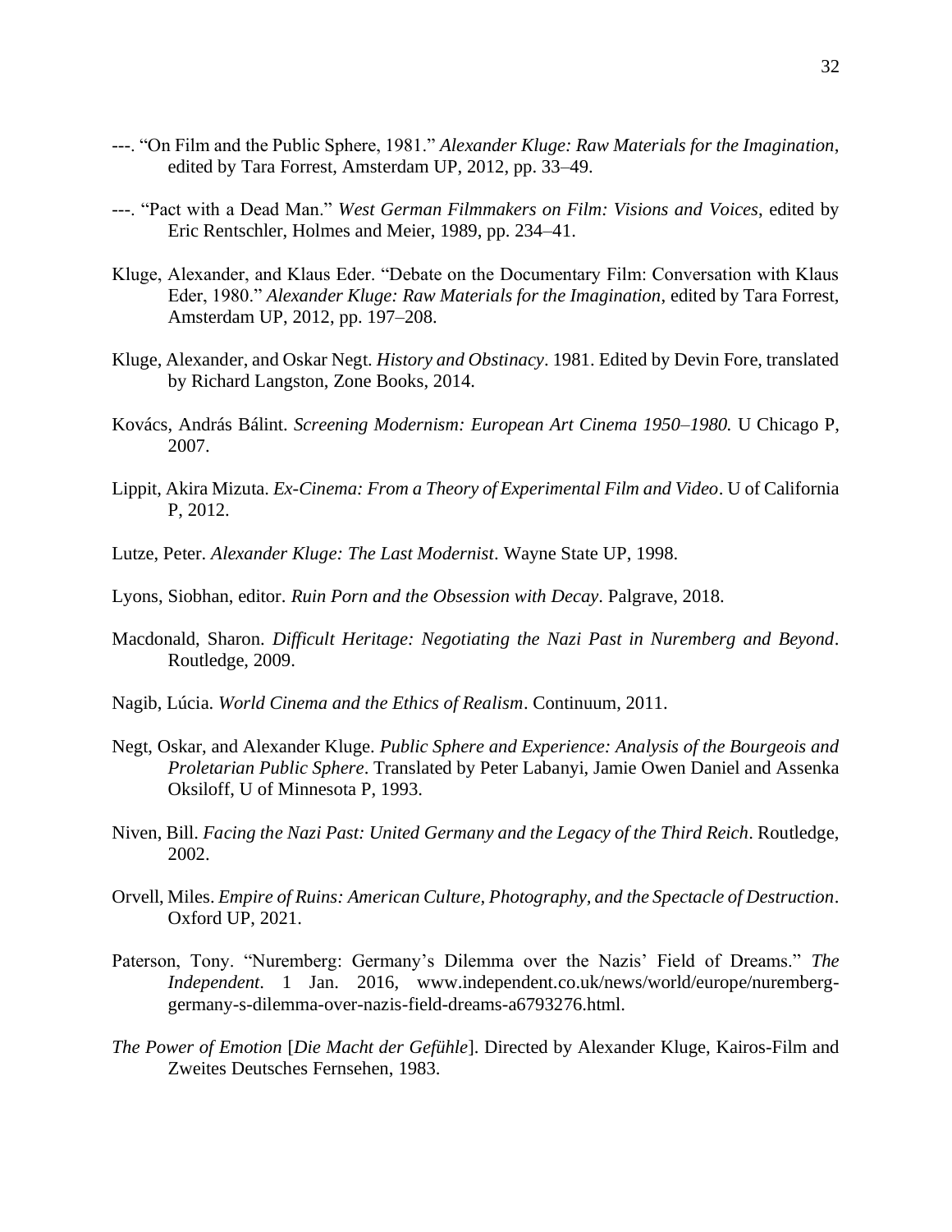---. "On Film and the Public Sphere, 1981." *Alexander Kluge: Raw Materials for the Imagination*, edited by Tara Forrest, Amsterdam UP, 2012, pp. 33–49.

---. "Pact with a Dead Man." *West German Filmmakers on Film: Visions and Voices*, edited by Eric Rentschler, Holmes and Meier, 1989, pp. 234–41.

Kluge, Alexander, and Klaus Eder. "Debate on the Documentary Film: Conversation with Klaus Eder, 1980." *Alexander Kluge: Raw Materials for the Imagination*, edited by Tara Forrest, Amsterdam UP, 2012, pp. 197–208.

Kluge, Alexander, and Oskar Negt. *History and Obstinacy*. 1981. Edited by Devin Fore, translated by Richard Langston, Zone Books, 2014.

Kovács, András Bálint. *Screening Modernism: European Art Cinema 1950–1980.* U Chicago P, 2007.

Lippit, Akira Mizuta. *Ex-Cinema: From a Theory of Experimental Film and Video*. U of California P, 2012.

Lutze, Peter. *Alexander Kluge: The Last Modernist*. Wayne State UP, 1998.

Lyons, Siobhan, editor. *Ruin Porn and the Obsession with Decay*. Palgrave, 2018.

Macdonald, Sharon. *Difficult Heritage: Negotiating the Nazi Past in Nuremberg and Beyond*. Routledge, 2009.

Nagib, Lúcia. *World Cinema and the Ethics of Realism*. Continuum, 2011.

Negt, Oskar, and Alexander Kluge. *Public Sphere and Experience: Analysis of the Bourgeois and Proletarian Public Sphere*. Translated by Peter Labanyi, Jamie Owen Daniel and Assenka Oksiloff, U of Minnesota P, 1993.

Niven, Bill. *Facing the Nazi Past: United Germany and the Legacy of the Third Reich*. Routledge, 2002.

Orvell, Miles. *Empire of Ruins: American Culture, Photography, and the Spectacle of Destruction*. Oxford UP, 2021.

Paterson, Tony. "Nuremberg: Germany's Dilemma over the Nazis' Field of Dreams." *The Independent*. 1 Jan. 2016, www.independent.co.uk/news/world/europe/nuremberg-germany-s-dilemma-over-nazis-field-dreams-a6793276.html.

*The Power of Emotion* [*Die Macht der Gefühle*]. Directed by Alexander Kluge, Kairos-Film and Zweites Deutsches Fernsehen, 1983.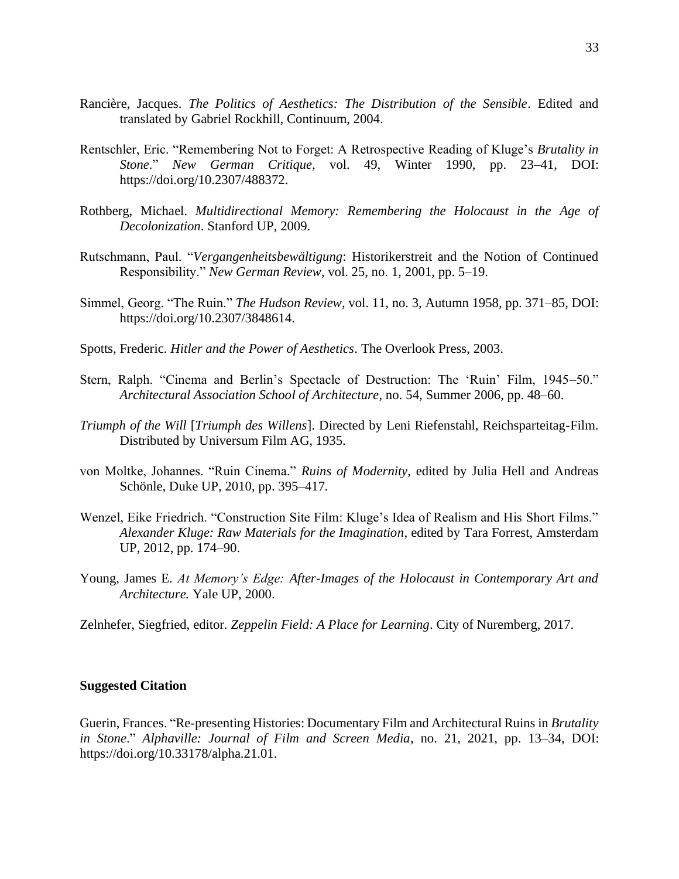Rancière, Jacques. *The Politics of Aesthetics: The Distribution of the Sensible*. Edited and translated by Gabriel Rockhill, Continuum, 2004.

Rentschler, Eric. "Remembering Not to Forget: A Retrospective Reading of Kluge's *Brutality in Stone*." *New German Critique*, vol. 49, Winter 1990, pp. 23–41, DOI: https://doi.org/10.2307/488372.

Rothberg, Michael. *Multidirectional Memory: Remembering the Holocaust in the Age of Decolonization*. Stanford UP, 2009.

Rutschmann, Paul. "*Vergangenheitsbewältigung*: Historikerstreit and the Notion of Continued Responsibility." *New German Review*, vol. 25, no. 1, 2001, pp. 5–19.

Simmel, Georg. "The Ruin." *The Hudson Review*, vol. 11, no. 3, Autumn 1958, pp. 371–85, DOI: https://doi.org/10.2307/3848614.

Spotts, Frederic. *Hitler and the Power of Aesthetics*. The Overlook Press, 2003.

Stern, Ralph. "Cinema and Berlin's Spectacle of Destruction: The 'Ruin' Film, 1945–50." *Architectural Association School of Architecture*, no. 54, Summer 2006, pp. 48–60.

*Triumph of the Will* [*Triumph des Willens*]. Directed by Leni Riefenstahl, Reichsparteitag-Film. Distributed by Universum Film AG, 1935.

von Moltke, Johannes. "Ruin Cinema." *Ruins of Modernity*, edited by Julia Hell and Andreas Schönle, Duke UP, 2010, pp. 395–417.

Wenzel, Eike Friedrich. "Construction Site Film: Kluge's Idea of Realism and His Short Films." *Alexander Kluge: Raw Materials for the Imagination*, edited by Tara Forrest, Amsterdam UP, 2012, pp. 174–90.

Young, James E. *At Memory's Edge: After-Images of the Holocaust in Contemporary Art and Architecture.* Yale UP, 2000.

Zelnhefer, Siegfried, editor. *Zeppelin Field: A Place for Learning*. City of Nuremberg, 2017.

**Suggested Citation**

Guerin, Frances. "Re-presenting Histories: Documentary Film and Architectural Ruins in *Brutality in Stone*." *Alphaville: Journal of Film and Screen Media*, no. 21, 2021, pp. 13–34, DOI: https://doi.org/10.33178/alpha.21.01.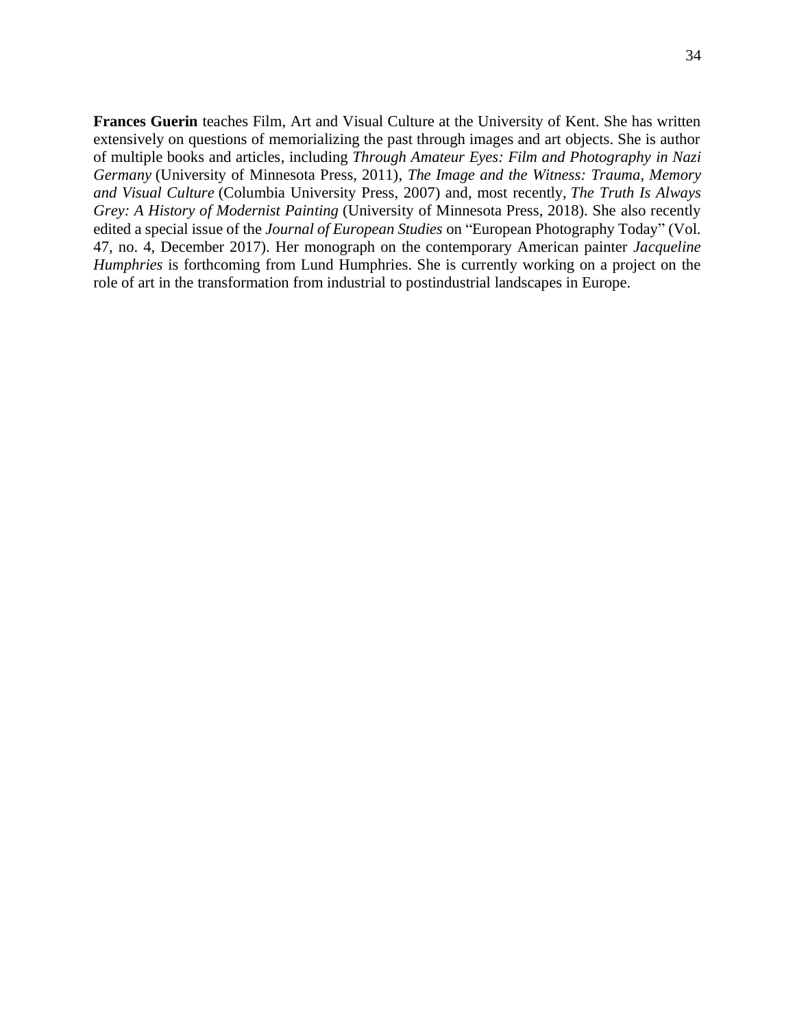**Frances Guerin** teaches Film, Art and Visual Culture at the University of Kent. She has written extensively on questions of memorializing the past through images and art objects. She is author of multiple books and articles, including *Through Amateur Eyes: Film and Photography in Nazi Germany* (University of Minnesota Press, 2011), *The Image and the Witness: Trauma, Memory and Visual Culture* (Columbia University Press, 2007) and, most recently, *The Truth Is Always Grey: A History of Modernist Painting* (University of Minnesota Press, 2018). She also recently edited a special issue of the *Journal of European Studies* on "European Photography Today" (Vol. 47, no. 4, December 2017). Her monograph on the contemporary American painter *Jacqueline Humphries* is forthcoming from Lund Humphries. She is currently working on a project on the role of art in the transformation from industrial to postindustrial landscapes in Europe.